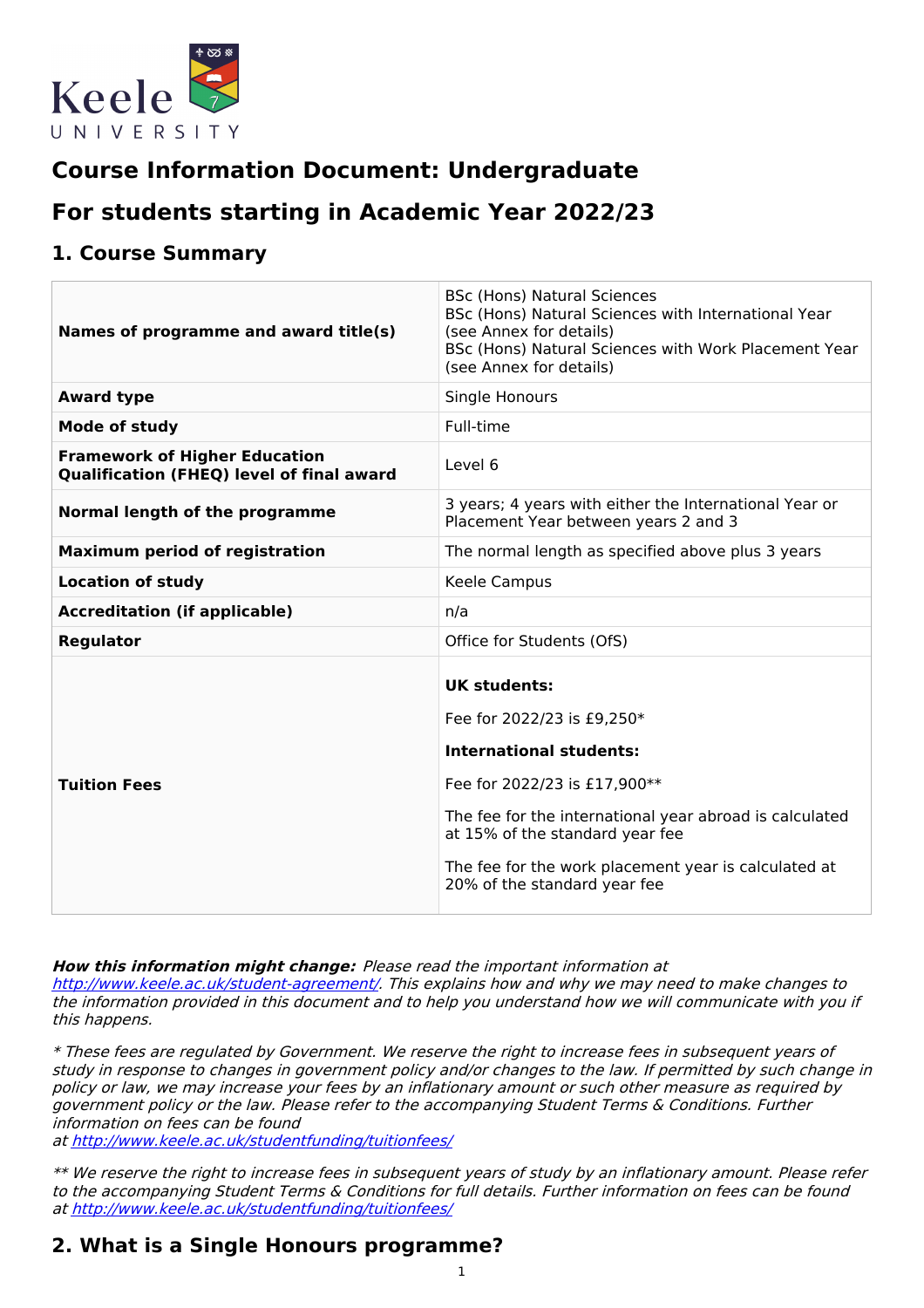# Course Information Document: Undergraduate

# For students starting in Academic Year 2022/23

## 1. Course Summary

| | |
|---|---|
| **Names of programme and award title(s)** | BSc (Hons) Natural Sciences<br>BSc (Hons) Natural Sciences with International Year (see Annex for details)<br>BSc (Hons) Natural Sciences with Work Placement Year (see Annex for details) |
| **Award type** | Single Honours |
| **Mode of study** | Full-time |
| **Framework of Higher Education Qualification (FHEQ) level of final award** | Level 6 |
| **Normal length of the programme** | 3 years; 4 years with either the International Year or Placement Year between years 2 and 3 |
| **Maximum period of registration** | The normal length as specified above plus 3 years |
| **Location of study** | Keele Campus |
| **Accreditation (if applicable)** | n/a |
| **Regulator** | Office for Students (OfS) |
| **Tuition Fees** | **UK students:**<br>Fee for 2022/23 is £9,250*<br>**International students:**<br>Fee for 2022/23 is £17,900**<br>The fee for the international year abroad is calculated at 15% of the standard year fee<br>The fee for the work placement year is calculated at 20% of the standard year fee |

***How this information might change:*** *Please read the important information at [http://www.keele.ac.uk/student-agreement/](http://www.keele.ac.uk/student-agreement/). This explains how and why we may need to make changes to the information provided in this document and to help you understand how we will communicate with you if this happens.*

*\* These fees are regulated by Government. We reserve the right to increase fees in subsequent years of study in response to changes in government policy and/or changes to the law. If permitted by such change in policy or law, we may increase your fees by an inflationary amount or such other measure as required by government policy or the law. Please refer to the accompanying Student Terms & Conditions. Further information on fees can be found at [http://www.keele.ac.uk/studentfunding/tuitionfees/](http://www.keele.ac.uk/studentfunding/tuitionfees/)*

*\*\* We reserve the right to increase fees in subsequent years of study by an inflationary amount. Please refer to the accompanying Student Terms & Conditions for full details. Further information on fees can be found at [http://www.keele.ac.uk/studentfunding/tuitionfees/](http://www.keele.ac.uk/studentfunding/tuitionfees/)*

## 2. What is a Single Honours programme?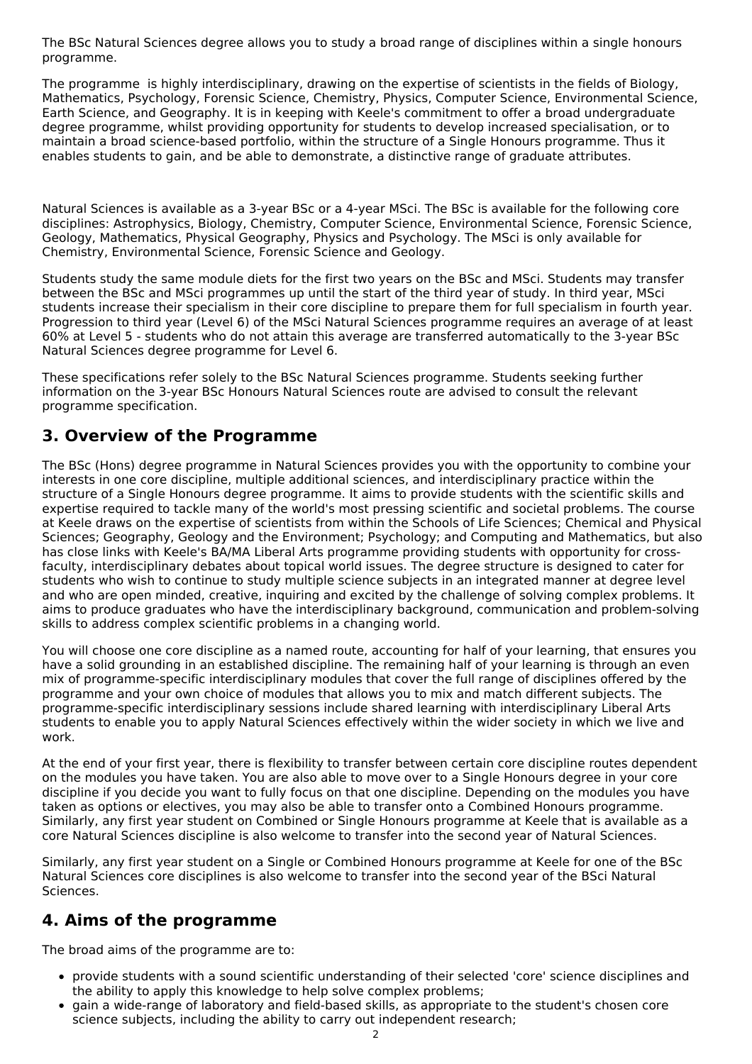The BSc Natural Sciences degree allows you to study a broad range of disciplines within a single honours programme.

The programme  is highly interdisciplinary, drawing on the expertise of scientists in the fields of Biology, Mathematics, Psychology, Forensic Science, Chemistry, Physics, Computer Science, Environmental Science, Earth Science, and Geography. It is in keeping with Keele's commitment to offer a broad undergraduate degree programme, whilst providing opportunity for students to develop increased specialisation, or to maintain a broad science-based portfolio, within the structure of a Single Honours programme. Thus it enables students to gain, and be able to demonstrate, a distinctive range of graduate attributes.

Natural Sciences is available as a 3-year BSc or a 4-year MSci. The BSc is available for the following core disciplines: Astrophysics, Biology, Chemistry, Computer Science, Environmental Science, Forensic Science, Geology, Mathematics, Physical Geography, Physics and Psychology. The MSci is only available for Chemistry, Environmental Science, Forensic Science and Geology.

Students study the same module diets for the first two years on the BSc and MSci. Students may transfer between the BSc and MSci programmes up until the start of the third year of study. In third year, MSci students increase their specialism in their core discipline to prepare them for full specialism in fourth year. Progression to third year (Level 6) of the MSci Natural Sciences programme requires an average of at least 60% at Level 5 - students who do not attain this average are transferred automatically to the 3-year BSc Natural Sciences degree programme for Level 6.

These specifications refer solely to the BSc Natural Sciences programme. Students seeking further information on the 3-year BSc Honours Natural Sciences route are advised to consult the relevant programme specification.

## 3. Overview of the Programme

The BSc (Hons) degree programme in Natural Sciences provides you with the opportunity to combine your interests in one core discipline, multiple additional sciences, and interdisciplinary practice within the structure of a Single Honours degree programme. It aims to provide students with the scientific skills and expertise required to tackle many of the world's most pressing scientific and societal problems. The course at Keele draws on the expertise of scientists from within the Schools of Life Sciences; Chemical and Physical Sciences; Geography, Geology and the Environment; Psychology; and Computing and Mathematics, but also has close links with Keele's BA/MA Liberal Arts programme providing students with opportunity for cross-faculty, interdisciplinary debates about topical world issues. The degree structure is designed to cater for students who wish to continue to study multiple science subjects in an integrated manner at degree level and who are open minded, creative, inquiring and excited by the challenge of solving complex problems. It aims to produce graduates who have the interdisciplinary background, communication and problem-solving skills to address complex scientific problems in a changing world.

You will choose one core discipline as a named route, accounting for half of your learning, that ensures you have a solid grounding in an established discipline. The remaining half of your learning is through an even mix of programme-specific interdisciplinary modules that cover the full range of disciplines offered by the programme and your own choice of modules that allows you to mix and match different subjects. The programme-specific interdisciplinary sessions include shared learning with interdisciplinary Liberal Arts students to enable you to apply Natural Sciences effectively within the wider society in which we live and work.

At the end of your first year, there is flexibility to transfer between certain core discipline routes dependent on the modules you have taken. You are also able to move over to a Single Honours degree in your core discipline if you decide you want to fully focus on that one discipline. Depending on the modules you have taken as options or electives, you may also be able to transfer onto a Combined Honours programme. Similarly, any first year student on Combined or Single Honours programme at Keele that is available as a core Natural Sciences discipline is also welcome to transfer into the second year of Natural Sciences.

Similarly, any first year student on a Single or Combined Honours programme at Keele for one of the BSc Natural Sciences core disciplines is also welcome to transfer into the second year of the BSci Natural Sciences.

## 4. Aims of the programme

The broad aims of the programme are to:

- provide students with a sound scientific understanding of their selected 'core' science disciplines and the ability to apply this knowledge to help solve complex problems;
- gain a wide-range of laboratory and field-based skills, as appropriate to the student's chosen core science subjects, including the ability to carry out independent research;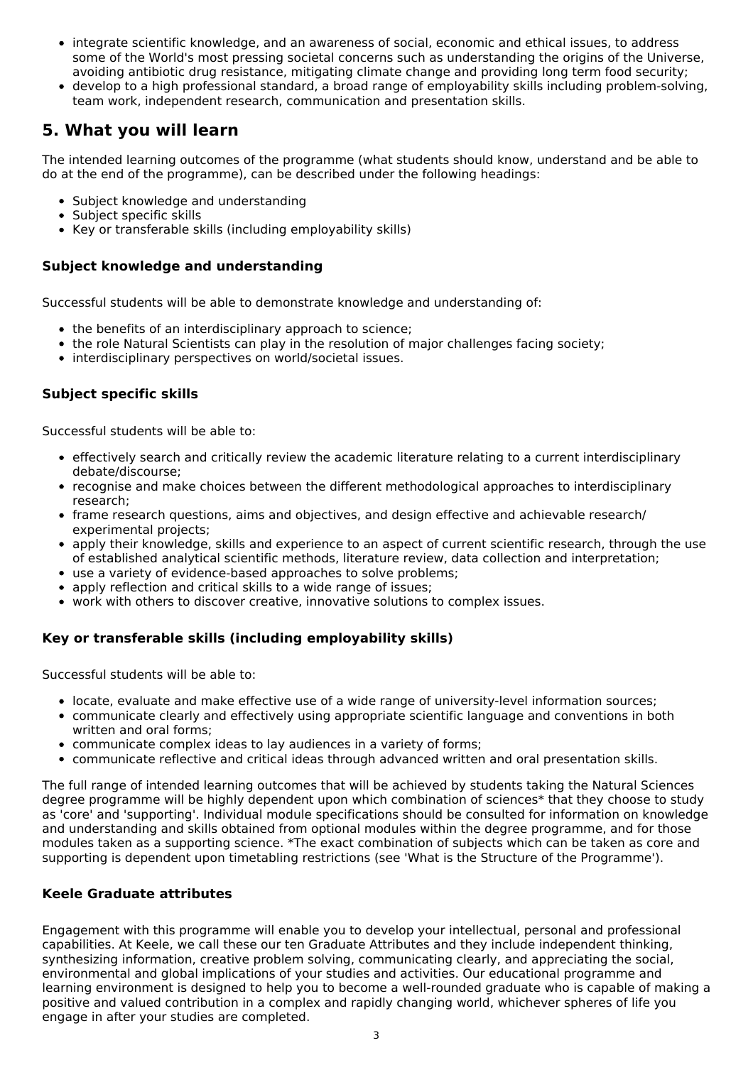- integrate scientific knowledge, and an awareness of social, economic and ethical issues, to address some of the World's most pressing societal concerns such as understanding the origins of the Universe, avoiding antibiotic drug resistance, mitigating climate change and providing long term food security;
- develop to a high professional standard, a broad range of employability skills including problem-solving, team work, independent research, communication and presentation skills.

## 5. What you will learn

The intended learning outcomes of the programme (what students should know, understand and be able to do at the end of the programme), can be described under the following headings:

- Subject knowledge and understanding
- Subject specific skills
- Key or transferable skills (including employability skills)

### Subject knowledge and understanding

Successful students will be able to demonstrate knowledge and understanding of:

- the benefits of an interdisciplinary approach to science;
- the role Natural Scientists can play in the resolution of major challenges facing society;
- interdisciplinary perspectives on world/societal issues.

### Subject specific skills

Successful students will be able to:

- effectively search and critically review the academic literature relating to a current interdisciplinary debate/discourse;
- recognise and make choices between the different methodological approaches to interdisciplinary research;
- frame research questions, aims and objectives, and design effective and achievable research/ experimental projects;
- apply their knowledge, skills and experience to an aspect of current scientific research, through the use of established analytical scientific methods, literature review, data collection and interpretation;
- use a variety of evidence-based approaches to solve problems;
- apply reflection and critical skills to a wide range of issues;
- work with others to discover creative, innovative solutions to complex issues.

### Key or transferable skills (including employability skills)

Successful students will be able to:

- locate, evaluate and make effective use of a wide range of university-level information sources;
- communicate clearly and effectively using appropriate scientific language and conventions in both written and oral forms;
- communicate complex ideas to lay audiences in a variety of forms;
- communicate reflective and critical ideas through advanced written and oral presentation skills.

The full range of intended learning outcomes that will be achieved by students taking the Natural Sciences degree programme will be highly dependent upon which combination of sciences* that they choose to study as 'core' and 'supporting'. Individual module specifications should be consulted for information on knowledge and understanding and skills obtained from optional modules within the degree programme, and for those modules taken as a supporting science. *The exact combination of subjects which can be taken as core and supporting is dependent upon timetabling restrictions (see 'What is the Structure of the Programme').

### Keele Graduate attributes

Engagement with this programme will enable you to develop your intellectual, personal and professional capabilities. At Keele, we call these our ten Graduate Attributes and they include independent thinking, synthesizing information, creative problem solving, communicating clearly, and appreciating the social, environmental and global implications of your studies and activities. Our educational programme and learning environment is designed to help you to become a well-rounded graduate who is capable of making a positive and valued contribution in a complex and rapidly changing world, whichever spheres of life you engage in after your studies are completed.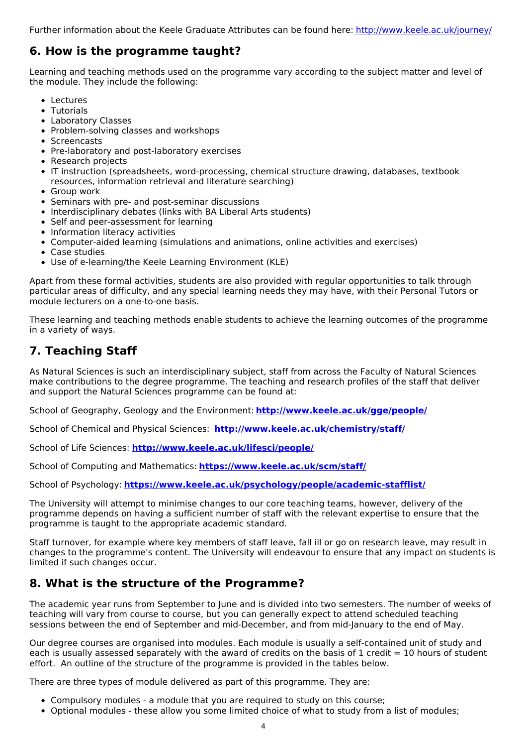Further information about the Keele Graduate Attributes can be found here: http://www.keele.ac.uk/journey/

## 6. How is the programme taught?

Learning and teaching methods used on the programme vary according to the subject matter and level of the module. They include the following:

- Lectures
- Tutorials
- Laboratory Classes
- Problem-solving classes and workshops
- Screencasts
- Pre-laboratory and post-laboratory exercises
- Research projects
- IT instruction (spreadsheets, word-processing, chemical structure drawing, databases, textbook resources, information retrieval and literature searching)
- Group work
- Seminars with pre- and post-seminar discussions
- Interdisciplinary debates (links with BA Liberal Arts students)
- Self and peer-assessment for learning
- Information literacy activities
- Computer-aided learning (simulations and animations, online activities and exercises)
- Case studies
- Use of e-learning/the Keele Learning Environment (KLE)

Apart from these formal activities, students are also provided with regular opportunities to talk through particular areas of difficulty, and any special learning needs they may have, with their Personal Tutors or module lecturers on a one-to-one basis.

These learning and teaching methods enable students to achieve the learning outcomes of the programme in a variety of ways.

## 7. Teaching Staff

As Natural Sciences is such an interdisciplinary subject, staff from across the Faculty of Natural Sciences make contributions to the degree programme. The teaching and research profiles of the staff that deliver and support the Natural Sciences programme can be found at:

School of Geography, Geology and the Environment: **http://www.keele.ac.uk/gge/people/**

School of Chemical and Physical Sciences: **http://www.keele.ac.uk/chemistry/staff/**

School of Life Sciences: **http://www.keele.ac.uk/lifesci/people/**

School of Computing and Mathematics: **https://www.keele.ac.uk/scm/staff/**

School of Psychology: **https://www.keele.ac.uk/psychology/people/academic-stafflist/**

The University will attempt to minimise changes to our core teaching teams, however, delivery of the programme depends on having a sufficient number of staff with the relevant expertise to ensure that the programme is taught to the appropriate academic standard.

Staff turnover, for example where key members of staff leave, fall ill or go on research leave, may result in changes to the programme's content. The University will endeavour to ensure that any impact on students is limited if such changes occur.

## 8. What is the structure of the Programme?

The academic year runs from September to June and is divided into two semesters. The number of weeks of teaching will vary from course to course, but you can generally expect to attend scheduled teaching sessions between the end of September and mid-December, and from mid-January to the end of May.

Our degree courses are organised into modules. Each module is usually a self-contained unit of study and each is usually assessed separately with the award of credits on the basis of 1 credit = 10 hours of student effort. An outline of the structure of the programme is provided in the tables below.

There are three types of module delivered as part of this programme. They are:

- Compulsory modules - a module that you are required to study on this course;
- Optional modules - these allow you some limited choice of what to study from a list of modules;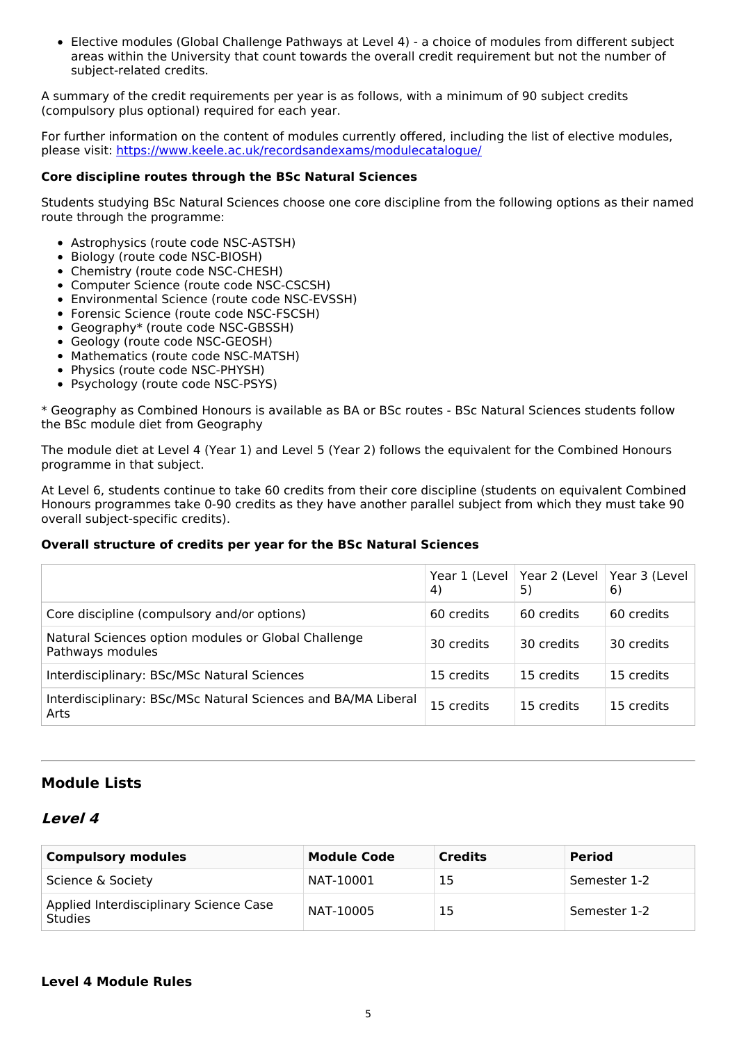- Elective modules (Global Challenge Pathways at Level 4) - a choice of modules from different subject areas within the University that count towards the overall credit requirement but not the number of subject-related credits.

A summary of the credit requirements per year is as follows, with a minimum of 90 subject credits (compulsory plus optional) required for each year.

For further information on the content of modules currently offered, including the list of elective modules, please visit: https://www.keele.ac.uk/recordsandexams/modulecatalogue/

**Core discipline routes through the BSc Natural Sciences**

Students studying BSc Natural Sciences choose one core discipline from the following options as their named route through the programme:

- Astrophysics (route code NSC-ASTSH)
- Biology (route code NSC-BIOSH)
- Chemistry (route code NSC-CHESH)
- Computer Science (route code NSC-CSCSH)
- Environmental Science (route code NSC-EVSSH)
- Forensic Science (route code NSC-FSCSH)
- Geography* (route code NSC-GBSSH)
- Geology (route code NSC-GEOSH)
- Mathematics (route code NSC-MATSH)
- Physics (route code NSC-PHYSH)
- Psychology (route code NSC-PSYS)

* Geography as Combined Honours is available as BA or BSc routes - BSc Natural Sciences students follow the BSc module diet from Geography

The module diet at Level 4 (Year 1) and Level 5 (Year 2) follows the equivalent for the Combined Honours programme in that subject.

At Level 6, students continue to take 60 credits from their core discipline (students on equivalent Combined Honours programmes take 0-90 credits as they have another parallel subject from which they must take 90 overall subject-specific credits).

**Overall structure of credits per year for the BSc Natural Sciences**

| | Year 1 (Level 4) | Year 2 (Level 5) | Year 3 (Level 6) |
|---|---|---|---|
| Core discipline (compulsory and/or options) | 60 credits | 60 credits | 60 credits |
| Natural Sciences option modules or Global Challenge Pathways modules | 30 credits | 30 credits | 30 credits |
| Interdisciplinary: BSc/MSc Natural Sciences | 15 credits | 15 credits | 15 credits |
| Interdisciplinary: BSc/MSc Natural Sciences and BA/MA Liberal Arts | 15 credits | 15 credits | 15 credits |

## Module Lists

### *Level 4*

| Compulsory modules | Module Code | Credits | Period |
|---|---|---|---|
| Science & Society | NAT-10001 | 15 | Semester 1-2 |
| Applied Interdisciplinary Science Case Studies | NAT-10005 | 15 | Semester 1-2 |

**Level 4 Module Rules**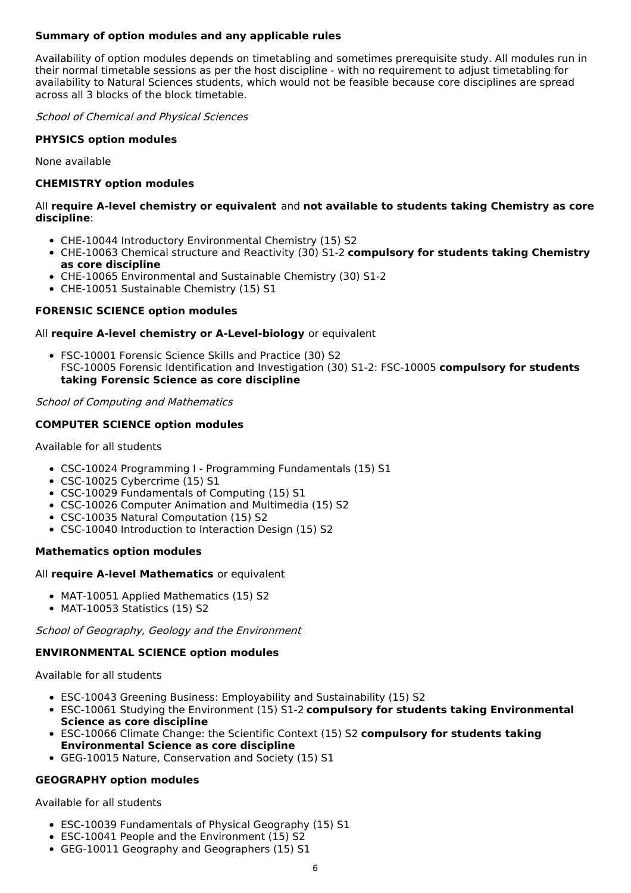**Summary of option modules and any applicable rules**

Availability of option modules depends on timetabling and sometimes prerequisite study. All modules run in their normal timetable sessions as per the host discipline - with no requirement to adjust timetabling for availability to Natural Sciences students, which would not be feasible because core disciplines are spread across all 3 blocks of the block timetable.

*School of Chemical and Physical Sciences*

**PHYSICS option modules**

None available

**CHEMISTRY option modules**

All **require A-level chemistry or equivalent** and **not available to students taking Chemistry as core discipline**:

- CHE-10044 Introductory Environmental Chemistry (15) S2
- CHE-10063 Chemical structure and Reactivity (30) S1-2 **compulsory for students taking Chemistry as core discipline**
- CHE-10065 Environmental and Sustainable Chemistry (30) S1-2
- CHE-10051 Sustainable Chemistry (15) S1

**FORENSIC SCIENCE option modules**

All **require A-level chemistry or A-Level-biology** or equivalent

- FSC-10001 Forensic Science Skills and Practice (30) S2
  FSC-10005 Forensic Identification and Investigation (30) S1-2: FSC-10005 **compulsory for students taking Forensic Science as core discipline**

*School of Computing and Mathematics*

**COMPUTER SCIENCE option modules**

Available for all students

- CSC-10024 Programming I - Programming Fundamentals (15) S1
- CSC-10025 Cybercrime (15) S1
- CSC-10029 Fundamentals of Computing (15) S1
- CSC-10026 Computer Animation and Multimedia (15) S2
- CSC-10035 Natural Computation (15) S2
- CSC-10040 Introduction to Interaction Design (15) S2

**Mathematics option modules**

All **require A-level Mathematics** or equivalent

- MAT-10051 Applied Mathematics (15) S2
- MAT-10053 Statistics (15) S2

*School of Geography, Geology and the Environment*

**ENVIRONMENTAL SCIENCE option modules**

Available for all students

- ESC-10043 Greening Business: Employability and Sustainability (15) S2
- ESC-10061 Studying the Environment (15) S1-2 **compulsory for students taking Environmental Science as core discipline**
- ESC-10066 Climate Change: the Scientific Context (15) S2 **compulsory for students taking Environmental Science as core discipline**
- GEG-10015 Nature, Conservation and Society (15) S1

**GEOGRAPHY option modules**

Available for all students

- ESC-10039 Fundamentals of Physical Geography (15) S1
- ESC-10041 People and the Environment (15) S2
- GEG-10011 Geography and Geographers (15) S1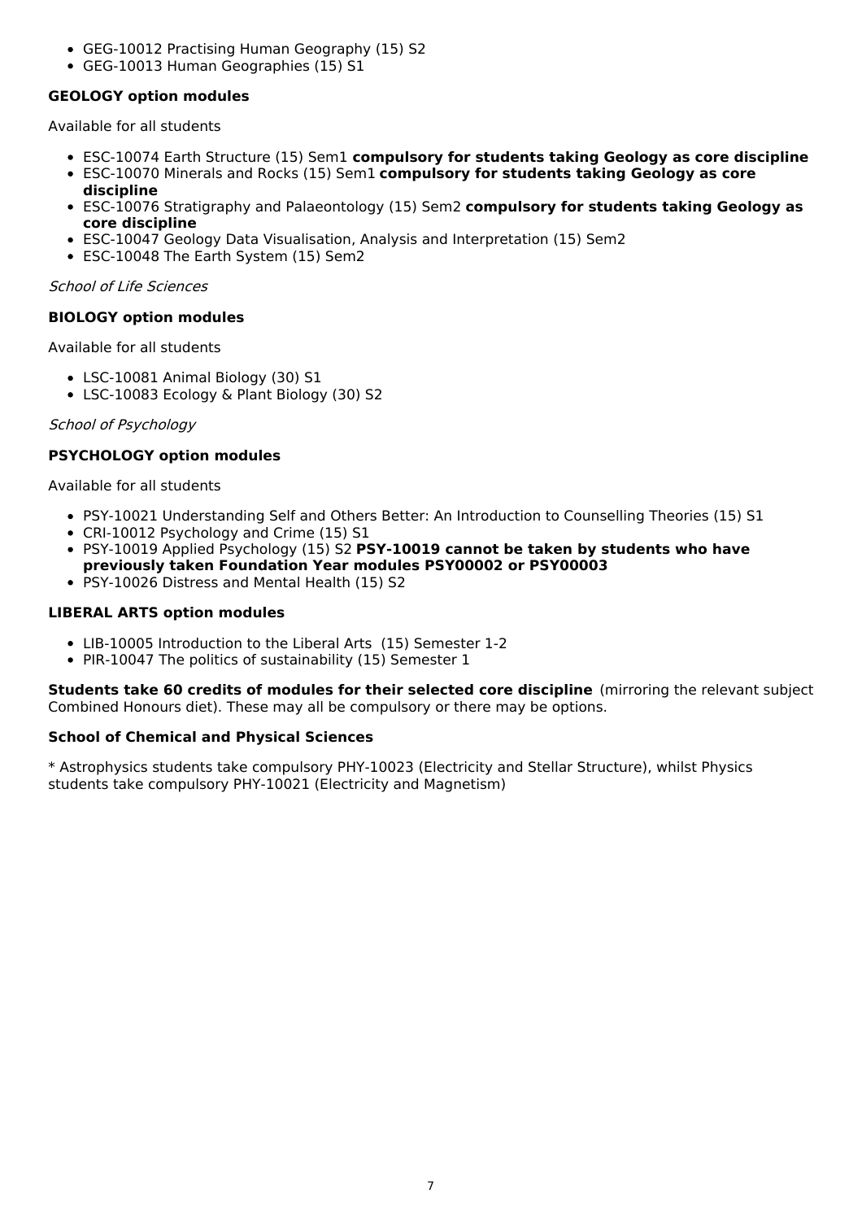- GEG-10012 Practising Human Geography (15) S2
- GEG-10013 Human Geographies (15) S1

**GEOLOGY option modules**

Available for all students

- ESC-10074 Earth Structure (15) Sem1 **compulsory for students taking Geology as core discipline**
- ESC-10070 Minerals and Rocks (15) Sem1 **compulsory for students taking Geology as core discipline**
- ESC-10076 Stratigraphy and Palaeontology (15) Sem2 **compulsory for students taking Geology as core discipline**
- ESC-10047 Geology Data Visualisation, Analysis and Interpretation (15) Sem2
- ESC-10048 The Earth System (15) Sem2

*School of Life Sciences*

**BIOLOGY option modules**

Available for all students

- LSC-10081 Animal Biology (30) S1
- LSC-10083 Ecology & Plant Biology (30) S2

*School of Psychology*

**PSYCHOLOGY option modules**

Available for all students

- PSY-10021 Understanding Self and Others Better: An Introduction to Counselling Theories (15) S1
- CRI-10012 Psychology and Crime (15) S1
- PSY-10019 Applied Psychology (15) S2 **PSY-10019 cannot be taken by students who have previously taken Foundation Year modules PSY00002 or PSY00003**
- PSY-10026 Distress and Mental Health (15) S2

**LIBERAL ARTS option modules**

- LIB-10005 Introduction to the Liberal Arts (15) Semester 1-2
- PIR-10047 The politics of sustainability (15) Semester 1

**Students take 60 credits of modules for their selected core discipline** (mirroring the relevant subject Combined Honours diet). These may all be compulsory or there may be options.

**School of Chemical and Physical Sciences**

* Astrophysics students take compulsory PHY-10023 (Electricity and Stellar Structure), whilst Physics students take compulsory PHY-10021 (Electricity and Magnetism)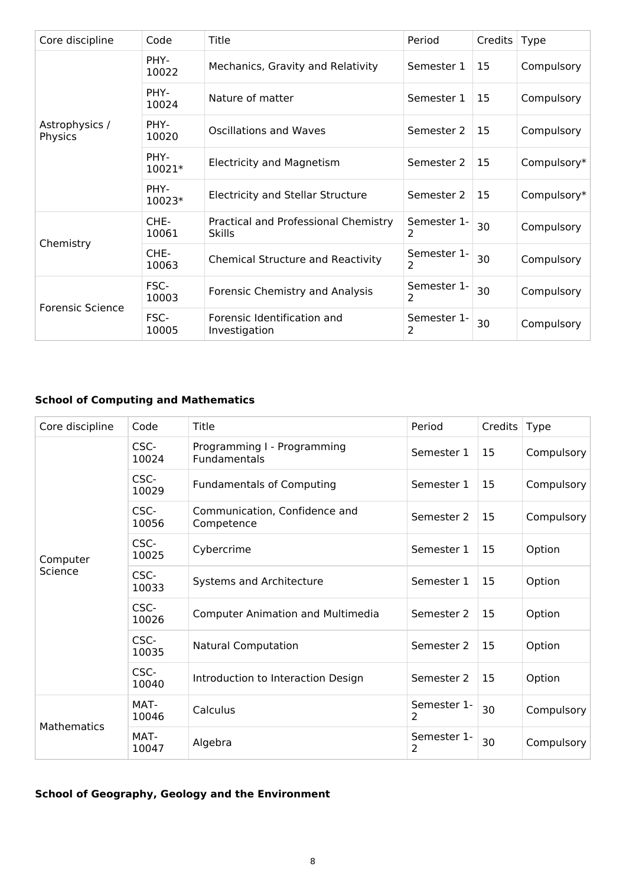| Core discipline | Code | Title | Period | Credits | Type |
| --- | --- | --- | --- | --- | --- |
| Astrophysics / Physics | PHY-10022 | Mechanics, Gravity and Relativity | Semester 1 | 15 | Compulsory |
| | PHY-10024 | Nature of matter | Semester 1 | 15 | Compulsory |
| | PHY-10020 | Oscillations and Waves | Semester 2 | 15 | Compulsory |
| | PHY-10021* | Electricity and Magnetism | Semester 2 | 15 | Compulsory* |
| | PHY-10023* | Electricity and Stellar Structure | Semester 2 | 15 | Compulsory* |
| Chemistry | CHE-10061 | Practical and Professional Chemistry Skills | Semester 1-2 | 30 | Compulsory |
| | CHE-10063 | Chemical Structure and Reactivity | Semester 1-2 | 30 | Compulsory |
| Forensic Science | FSC-10003 | Forensic Chemistry and Analysis | Semester 1-2 | 30 | Compulsory |
| | FSC-10005 | Forensic Identification and Investigation | Semester 1-2 | 30 | Compulsory |

**School of Computing and Mathematics**

| Core discipline | Code | Title | Period | Credits | Type |
| --- | --- | --- | --- | --- | --- |
| Computer Science | CSC-10024 | Programming I - Programming Fundamentals | Semester 1 | 15 | Compulsory |
| | CSC-10029 | Fundamentals of Computing | Semester 1 | 15 | Compulsory |
| | CSC-10056 | Communication, Confidence and Competence | Semester 2 | 15 | Compulsory |
| | CSC-10025 | Cybercrime | Semester 1 | 15 | Option |
| | CSC-10033 | Systems and Architecture | Semester 1 | 15 | Option |
| | CSC-10026 | Computer Animation and Multimedia | Semester 2 | 15 | Option |
| | CSC-10035 | Natural Computation | Semester 2 | 15 | Option |
| | CSC-10040 | Introduction to Interaction Design | Semester 2 | 15 | Option |
| Mathematics | MAT-10046 | Calculus | Semester 1-2 | 30 | Compulsory |
| | MAT-10047 | Algebra | Semester 1-2 | 30 | Compulsory |

**School of Geography, Geology and the Environment**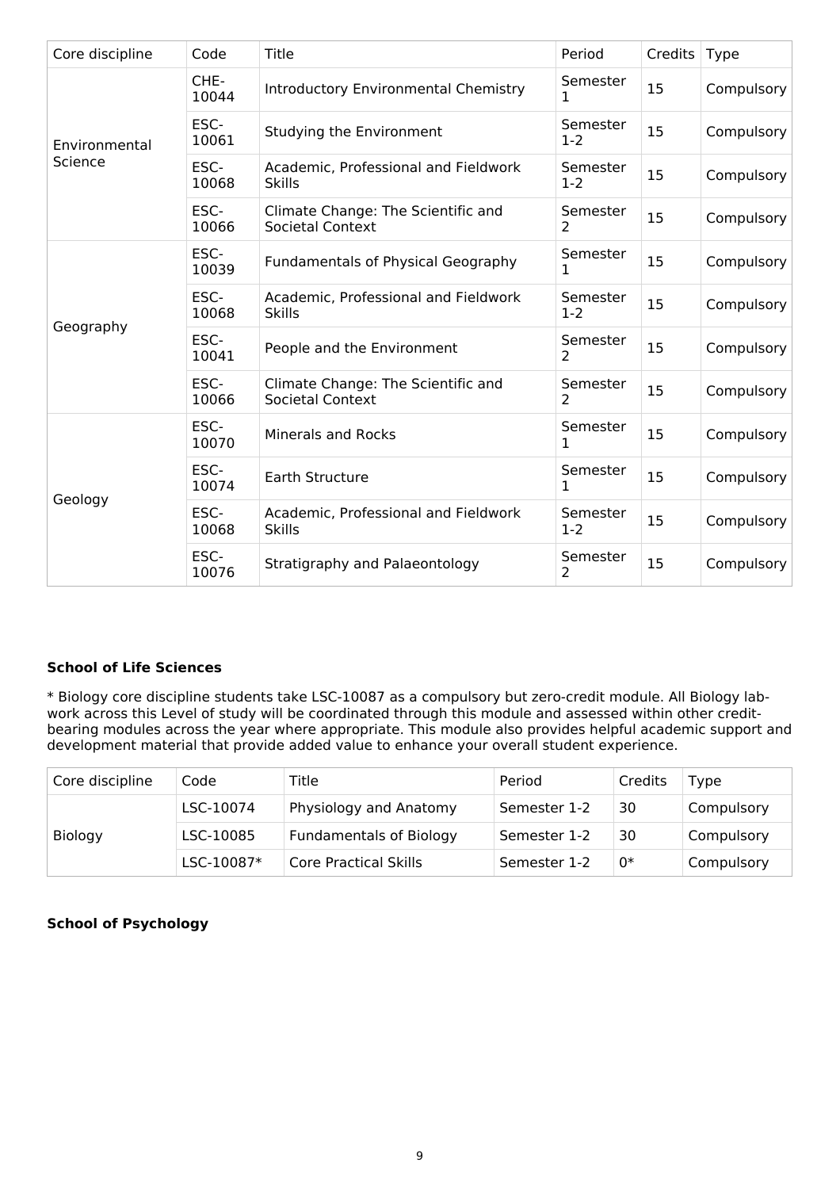| Core discipline | Code | Title | Period | Credits | Type |
| --- | --- | --- | --- | --- | --- |
| Environmental Science | CHE-10044 | Introductory Environmental Chemistry | Semester 1 | 15 | Compulsory |
| | ESC-10061 | Studying the Environment | Semester 1-2 | 15 | Compulsory |
| | ESC-10068 | Academic, Professional and Fieldwork Skills | Semester 1-2 | 15 | Compulsory |
| | ESC-10066 | Climate Change: The Scientific and Societal Context | Semester 2 | 15 | Compulsory |
| Geography | ESC-10039 | Fundamentals of Physical Geography | Semester 1 | 15 | Compulsory |
| | ESC-10068 | Academic, Professional and Fieldwork Skills | Semester 1-2 | 15 | Compulsory |
| | ESC-10041 | People and the Environment | Semester 2 | 15 | Compulsory |
| | ESC-10066 | Climate Change: The Scientific and Societal Context | Semester 2 | 15 | Compulsory |
| Geology | ESC-10070 | Minerals and Rocks | Semester 1 | 15 | Compulsory |
| | ESC-10074 | Earth Structure | Semester 1 | 15 | Compulsory |
| | ESC-10068 | Academic, Professional and Fieldwork Skills | Semester 1-2 | 15 | Compulsory |
| | ESC-10076 | Stratigraphy and Palaeontology | Semester 2 | 15 | Compulsory |

**School of Life Sciences**

* Biology core discipline students take LSC-10087 as a compulsory but zero-credit module. All Biology lab-work across this Level of study will be coordinated through this module and assessed within other credit-bearing modules across the year where appropriate. This module also provides helpful academic support and development material that provide added value to enhance your overall student experience.

| Core discipline | Code | Title | Period | Credits | Type |
| --- | --- | --- | --- | --- | --- |
| Biology | LSC-10074 | Physiology and Anatomy | Semester 1-2 | 30 | Compulsory |
| | LSC-10085 | Fundamentals of Biology | Semester 1-2 | 30 | Compulsory |
| | LSC-10087* | Core Practical Skills | Semester 1-2 | 0* | Compulsory |

**School of Psychology**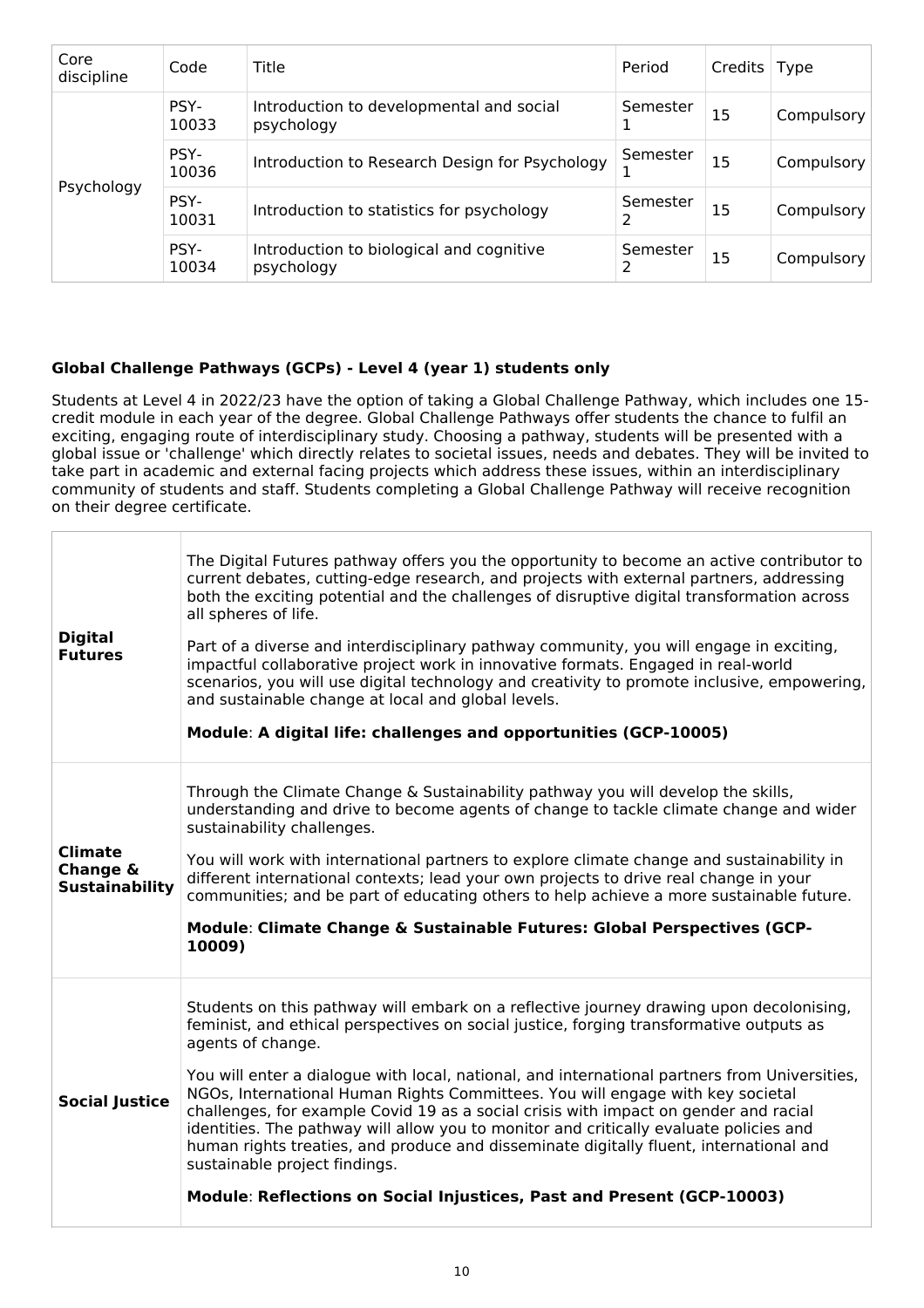| Core discipline | Code | Title | Period | Credits | Type |
| --- | --- | --- | --- | --- | --- |
| Psychology | PSY-10033 | Introduction to developmental and social psychology | Semester 1 | 15 | Compulsory |
| | PSY-10036 | Introduction to Research Design for Psychology | Semester 1 | 15 | Compulsory |
| | PSY-10031 | Introduction to statistics for psychology | Semester 2 | 15 | Compulsory |
| | PSY-10034 | Introduction to biological and cognitive psychology | Semester 2 | 15 | Compulsory |

**Global Challenge Pathways (GCPs) - Level 4 (year 1) students only**

Students at Level 4 in 2022/23 have the option of taking a Global Challenge Pathway, which includes one 15-credit module in each year of the degree. Global Challenge Pathways offer students the chance to fulfil an exciting, engaging route of interdisciplinary study. Choosing a pathway, students will be presented with a global issue or 'challenge' which directly relates to societal issues, needs and debates. They will be invited to take part in academic and external facing projects which address these issues, within an interdisciplinary community of students and staff. Students completing a Global Challenge Pathway will receive recognition on their degree certificate.

| Pathway | Description |
| --- | --- |
| **Digital Futures** | The Digital Futures pathway offers you the opportunity to become an active contributor to current debates, cutting-edge research, and projects with external partners, addressing both the exciting potential and the challenges of disruptive digital transformation across all spheres of life. Part of a diverse and interdisciplinary pathway community, you will engage in exciting, impactful collaborative project work in innovative formats. Engaged in real-world scenarios, you will use digital technology and creativity to promote inclusive, empowering, and sustainable change at local and global levels. **Module**: **A digital life: challenges and opportunities (GCP-10005)** |
| **Climate Change & Sustainability** | Through the Climate Change & Sustainability pathway you will develop the skills, understanding and drive to become agents of change to tackle climate change and wider sustainability challenges. You will work with international partners to explore climate change and sustainability in different international contexts; lead your own projects to drive real change in your communities; and be part of educating others to help achieve a more sustainable future. **Module**: **Climate Change & Sustainable Futures: Global Perspectives (GCP-10009)** |
| **Social Justice** | Students on this pathway will embark on a reflective journey drawing upon decolonising, feminist, and ethical perspectives on social justice, forging transformative outputs as agents of change. You will enter a dialogue with local, national, and international partners from Universities, NGOs, International Human Rights Committees. You will engage with key societal challenges, for example Covid 19 as a social crisis with impact on gender and racial identities. The pathway will allow you to monitor and critically evaluate policies and human rights treaties, and produce and disseminate digitally fluent, international and sustainable project findings. **Module**: **Reflections on Social Injustices, Past and Present (GCP-10003)** |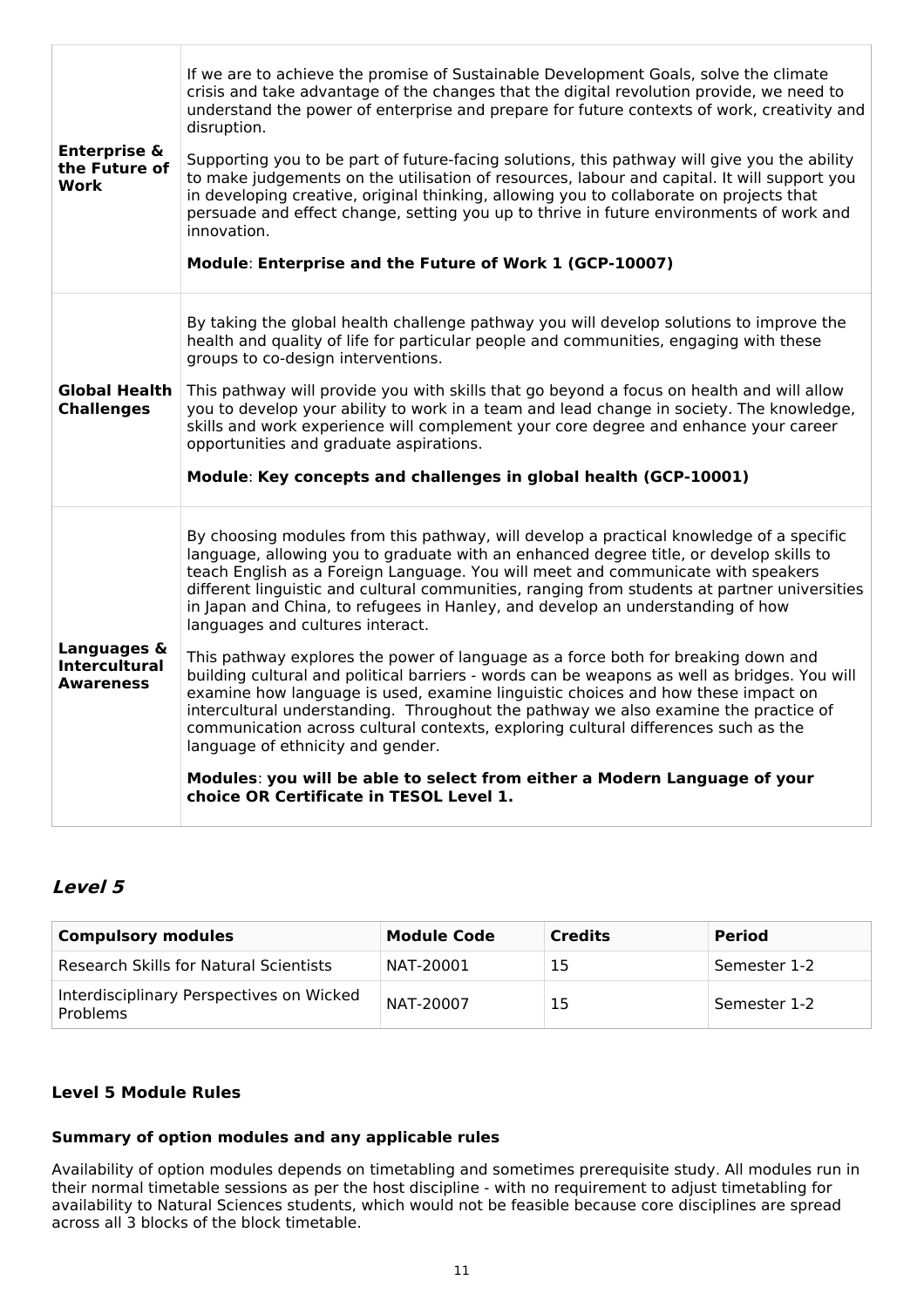| | |
|---|---|
| **Enterprise & the Future of Work** | If we are to achieve the promise of Sustainable Development Goals, solve the climate crisis and take advantage of the changes that the digital revolution provide, we need to understand the power of enterprise and prepare for future contexts of work, creativity and disruption.<br><br>Supporting you to be part of future-facing solutions, this pathway will give you the ability to make judgements on the utilisation of resources, labour and capital. It will support you in developing creative, original thinking, allowing you to collaborate on projects that persuade and effect change, setting you up to thrive in future environments of work and innovation.<br><br>**Module**: **Enterprise and the Future of Work 1 (GCP-10007)** |
| **Global Health Challenges** | By taking the global health challenge pathway you will develop solutions to improve the health and quality of life for particular people and communities, engaging with these groups to co-design interventions.<br><br>This pathway will provide you with skills that go beyond a focus on health and will allow you to develop your ability to work in a team and lead change in society. The knowledge, skills and work experience will complement your core degree and enhance your career opportunities and graduate aspirations.<br><br>**Module**: **Key concepts and challenges in global health (GCP-10001)** |
| **Languages & Intercultural Awareness** | By choosing modules from this pathway, will develop a practical knowledge of a specific language, allowing you to graduate with an enhanced degree title, or develop skills to teach English as a Foreign Language. You will meet and communicate with speakers different linguistic and cultural communities, ranging from students at partner universities in Japan and China, to refugees in Hanley, and develop an understanding of how languages and cultures interact.<br><br>This pathway explores the power of language as a force both for breaking down and building cultural and political barriers - words can be weapons as well as bridges. You will examine how language is used, examine linguistic choices and how these impact on intercultural understanding. Throughout the pathway we also examine the practice of communication across cultural contexts, exploring cultural differences such as the language of ethnicity and gender.<br><br>**Modules**: **you will be able to select from either a Modern Language of your choice OR Certificate in TESOL Level 1.** |

## *Level 5*

| Compulsory modules | Module Code | Credits | Period |
|---|---|---|---|
| Research Skills for Natural Scientists | NAT-20001 | 15 | Semester 1-2 |
| Interdisciplinary Perspectives on Wicked Problems | NAT-20007 | 15 | Semester 1-2 |

### Level 5 Module Rules

#### Summary of option modules and any applicable rules

Availability of option modules depends on timetabling and sometimes prerequisite study. All modules run in their normal timetable sessions as per the host discipline - with no requirement to adjust timetabling for availability to Natural Sciences students, which would not be feasible because core disciplines are spread across all 3 blocks of the block timetable.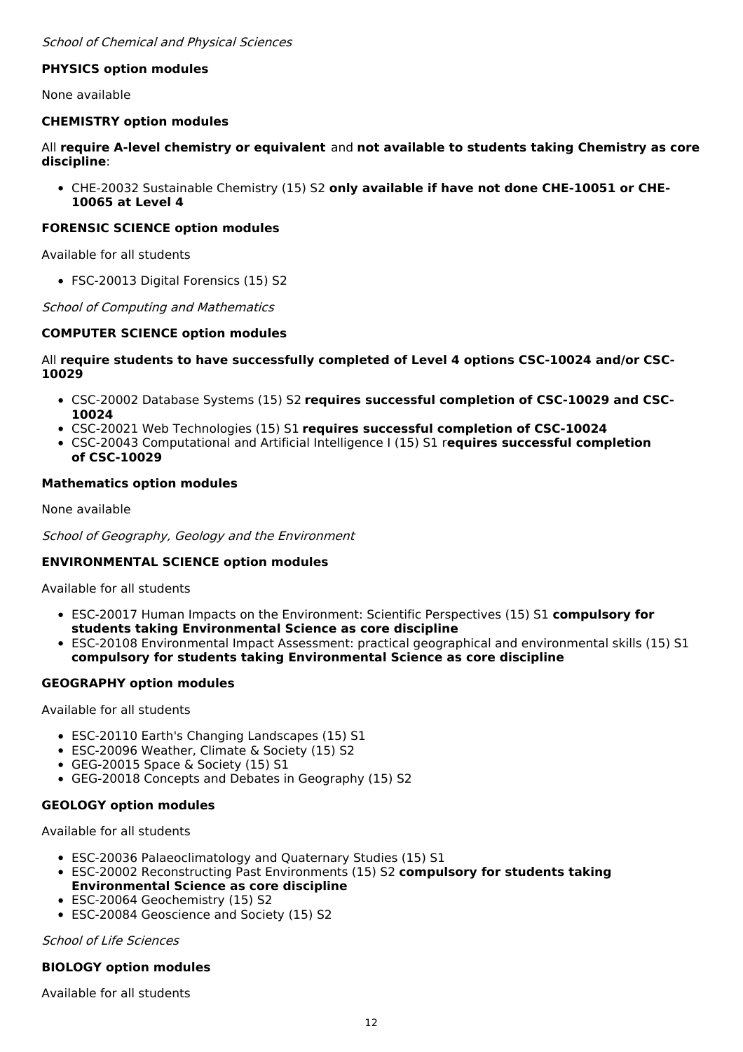*School of Chemical and Physical Sciences*

**PHYSICS option modules**

None available

**CHEMISTRY option modules**

All **require A-level chemistry or equivalent** and **not available to students taking Chemistry as core discipline**:

- CHE-20032 Sustainable Chemistry (15) S2 **only available if have not done CHE-10051 or CHE-10065 at Level 4**

**FORENSIC SCIENCE option modules**

Available for all students

- FSC-20013 Digital Forensics (15) S2

*School of Computing and Mathematics*

**COMPUTER SCIENCE option modules**

All **require students to have successfully completed of Level 4 options CSC-10024 and/or CSC-10029**

- CSC-20002 Database Systems (15) S2 **requires successful completion of CSC-10029 and CSC-10024**
- CSC-20021 Web Technologies (15) S1 **requires successful completion of CSC-10024**
- CSC-20043 Computational and Artificial Intelligence I (15) S1 r**equires successful completion of CSC-10029**

**Mathematics option modules**

None available

*School of Geography, Geology and the Environment*

**ENVIRONMENTAL SCIENCE option modules**

Available for all students

- ESC-20017 Human Impacts on the Environment: Scientific Perspectives (15) S1 **compulsory for students taking Environmental Science as core discipline**
- ESC-20108 Environmental Impact Assessment: practical geographical and environmental skills (15) S1 **compulsory for students taking Environmental Science as core discipline**

**GEOGRAPHY option modules**

Available for all students

- ESC-20110 Earth's Changing Landscapes (15) S1
- ESC-20096 Weather, Climate & Society (15) S2
- GEG-20015 Space & Society (15) S1
- GEG-20018 Concepts and Debates in Geography (15) S2

**GEOLOGY option modules**

Available for all students

- ESC-20036 Palaeoclimatology and Quaternary Studies (15) S1
- ESC-20002 Reconstructing Past Environments (15) S2 **compulsory for students taking Environmental Science as core discipline**
- ESC-20064 Geochemistry (15) S2
- ESC-20084 Geoscience and Society (15) S2

*School of Life Sciences*

**BIOLOGY option modules**

Available for all students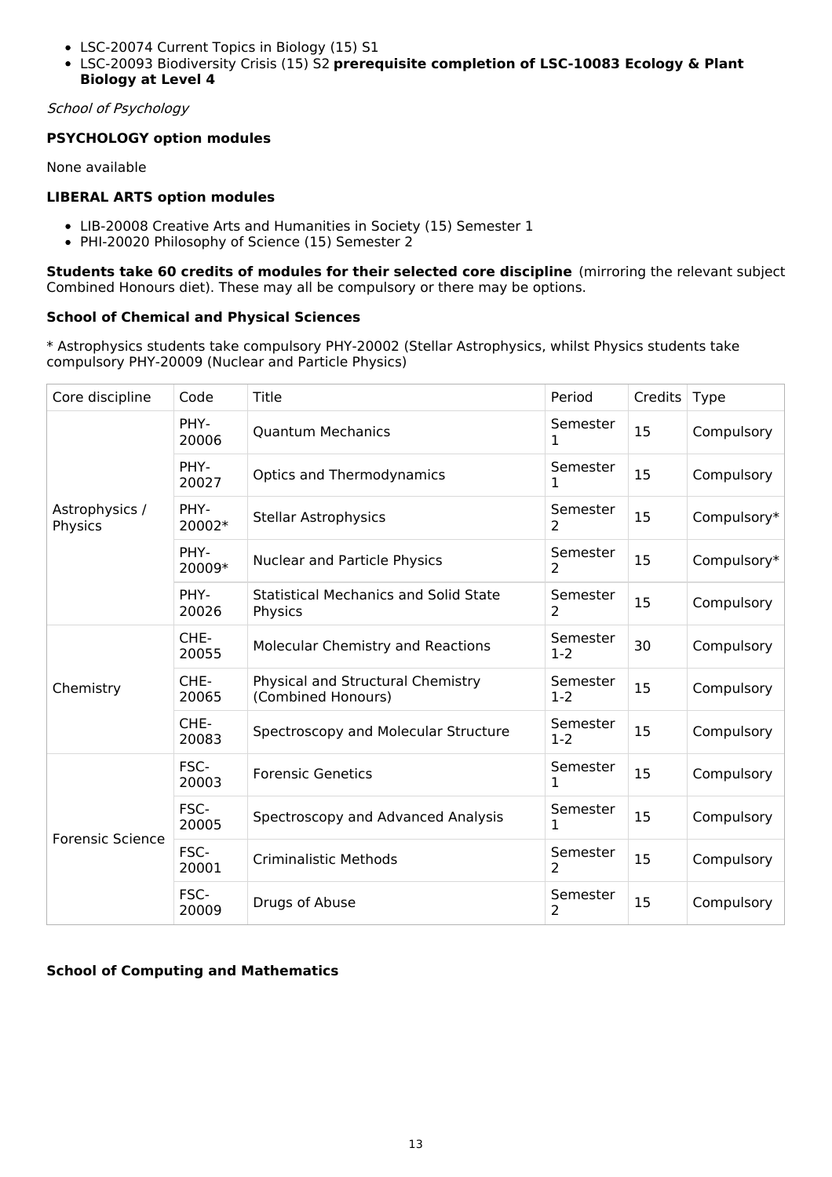- LSC-20074 Current Topics in Biology (15) S1
- LSC-20093 Biodiversity Crisis (15) S2 **prerequisite completion of LSC-10083 Ecology & Plant Biology at Level 4**

*School of Psychology*

**PSYCHOLOGY option modules**

None available

**LIBERAL ARTS option modules**

- LIB-20008 Creative Arts and Humanities in Society (15) Semester 1
- PHI-20020 Philosophy of Science (15) Semester 2

**Students take 60 credits of modules for their selected core discipline** (mirroring the relevant subject Combined Honours diet). These may all be compulsory or there may be options.

**School of Chemical and Physical Sciences**

* Astrophysics students take compulsory PHY-20002 (Stellar Astrophysics, whilst Physics students take compulsory PHY-20009 (Nuclear and Particle Physics)

| Core discipline | Code | Title | Period | Credits | Type |
|---|---|---|---|---|---|
| Astrophysics / Physics | PHY-20006 | Quantum Mechanics | Semester 1 | 15 | Compulsory |
| | PHY-20027 | Optics and Thermodynamics | Semester 1 | 15 | Compulsory |
| | PHY-20002* | Stellar Astrophysics | Semester 2 | 15 | Compulsory* |
| | PHY-20009* | Nuclear and Particle Physics | Semester 2 | 15 | Compulsory* |
| | PHY-20026 | Statistical Mechanics and Solid State Physics | Semester 2 | 15 | Compulsory |
| Chemistry | CHE-20055 | Molecular Chemistry and Reactions | Semester 1-2 | 30 | Compulsory |
| | CHE-20065 | Physical and Structural Chemistry (Combined Honours) | Semester 1-2 | 15 | Compulsory |
| | CHE-20083 | Spectroscopy and Molecular Structure | Semester 1-2 | 15 | Compulsory |
| Forensic Science | FSC-20003 | Forensic Genetics | Semester 1 | 15 | Compulsory |
| | FSC-20005 | Spectroscopy and Advanced Analysis | Semester 1 | 15 | Compulsory |
| | FSC-20001 | Criminalistic Methods | Semester 2 | 15 | Compulsory |
| | FSC-20009 | Drugs of Abuse | Semester 2 | 15 | Compulsory |

**School of Computing and Mathematics**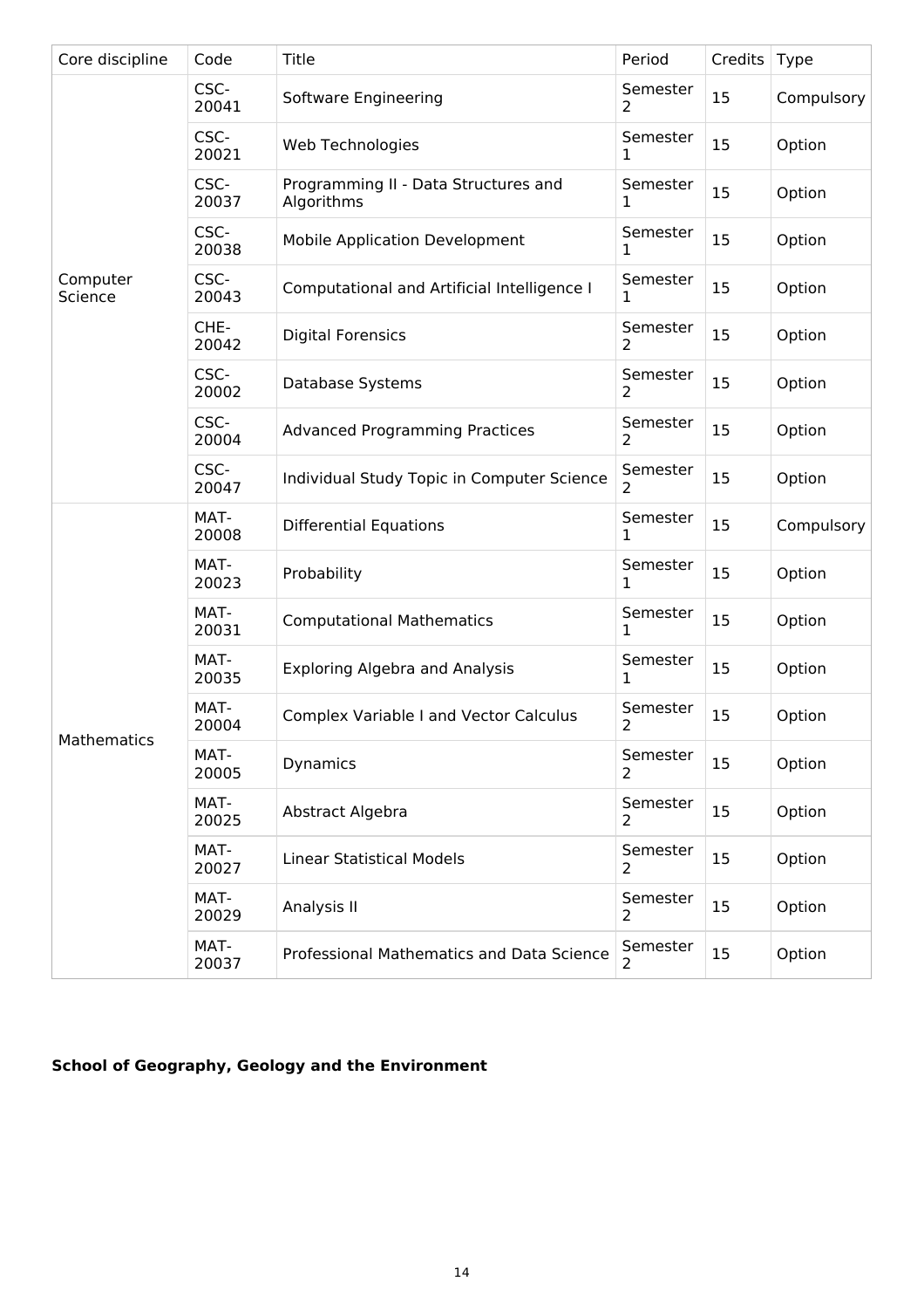| Core discipline | Code | Title | Period | Credits | Type |
|---|---|---|---|---|---|
| Computer Science | CSC-20041 | Software Engineering | Semester 2 | 15 | Compulsory |
| | CSC-20021 | Web Technologies | Semester 1 | 15 | Option |
| | CSC-20037 | Programming II - Data Structures and Algorithms | Semester 1 | 15 | Option |
| | CSC-20038 | Mobile Application Development | Semester 1 | 15 | Option |
| | CSC-20043 | Computational and Artificial Intelligence I | Semester 1 | 15 | Option |
| | CHE-20042 | Digital Forensics | Semester 2 | 15 | Option |
| | CSC-20002 | Database Systems | Semester 2 | 15 | Option |
| | CSC-20004 | Advanced Programming Practices | Semester 2 | 15 | Option |
| | CSC-20047 | Individual Study Topic in Computer Science | Semester 2 | 15 | Option |
| Mathematics | MAT-20008 | Differential Equations | Semester 1 | 15 | Compulsory |
| | MAT-20023 | Probability | Semester 1 | 15 | Option |
| | MAT-20031 | Computational Mathematics | Semester 1 | 15 | Option |
| | MAT-20035 | Exploring Algebra and Analysis | Semester 1 | 15 | Option |
| | MAT-20004 | Complex Variable I and Vector Calculus | Semester 2 | 15 | Option |
| | MAT-20005 | Dynamics | Semester 2 | 15 | Option |
| | MAT-20025 | Abstract Algebra | Semester 2 | 15 | Option |
| | MAT-20027 | Linear Statistical Models | Semester 2 | 15 | Option |
| | MAT-20029 | Analysis II | Semester 2 | 15 | Option |
| | MAT-20037 | Professional Mathematics and Data Science | Semester 2 | 15 | Option |

**School of Geography, Geology and the Environment**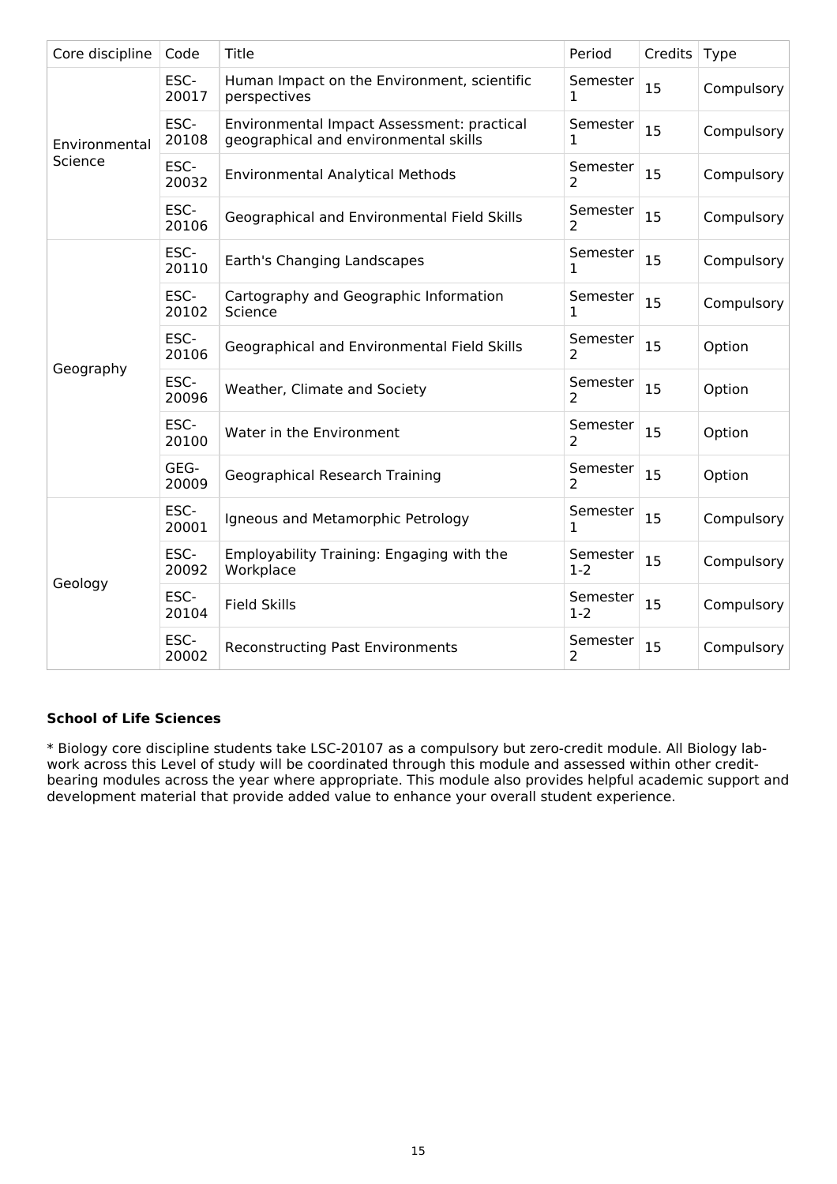| Core discipline | Code | Title | Period | Credits | Type |
|---|---|---|---|---|---|
| Environmental Science | ESC-20017 | Human Impact on the Environment, scientific perspectives | Semester 1 | 15 | Compulsory |
| | ESC-20108 | Environmental Impact Assessment: practical geographical and environmental skills | Semester 1 | 15 | Compulsory |
| | ESC-20032 | Environmental Analytical Methods | Semester 2 | 15 | Compulsory |
| | ESC-20106 | Geographical and Environmental Field Skills | Semester 2 | 15 | Compulsory |
| Geography | ESC-20110 | Earth's Changing Landscapes | Semester 1 | 15 | Compulsory |
| | ESC-20102 | Cartography and Geographic Information Science | Semester 1 | 15 | Compulsory |
| | ESC-20106 | Geographical and Environmental Field Skills | Semester 2 | 15 | Option |
| | ESC-20096 | Weather, Climate and Society | Semester 2 | 15 | Option |
| | ESC-20100 | Water in the Environment | Semester 2 | 15 | Option |
| | GEG-20009 | Geographical Research Training | Semester 2 | 15 | Option |
| Geology | ESC-20001 | Igneous and Metamorphic Petrology | Semester 1 | 15 | Compulsory |
| | ESC-20092 | Employability Training: Engaging with the Workplace | Semester 1-2 | 15 | Compulsory |
| | ESC-20104 | Field Skills | Semester 1-2 | 15 | Compulsory |
| | ESC-20002 | Reconstructing Past Environments | Semester 2 | 15 | Compulsory |

**School of Life Sciences**

* Biology core discipline students take LSC-20107 as a compulsory but zero-credit module. All Biology lab-work across this Level of study will be coordinated through this module and assessed within other credit-bearing modules across the year where appropriate. This module also provides helpful academic support and development material that provide added value to enhance your overall student experience.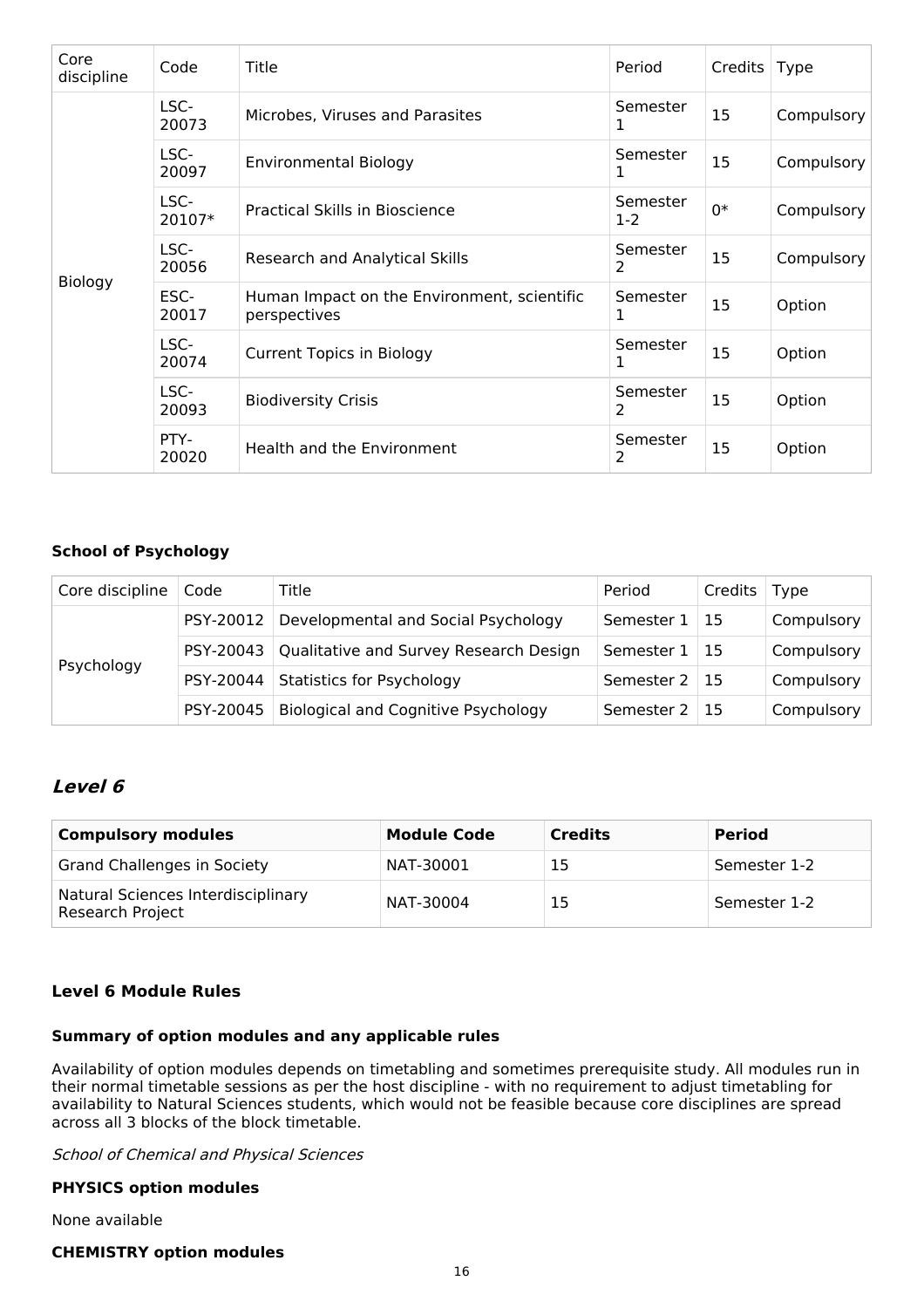| Core discipline | Code | Title | Period | Credits | Type |
|---|---|---|---|---|---|
| Biology | LSC-20073 | Microbes, Viruses and Parasites | Semester 1 | 15 | Compulsory |
| | LSC-20097 | Environmental Biology | Semester 1 | 15 | Compulsory |
| | LSC-20107* | Practical Skills in Bioscience | Semester 1-2 | 0* | Compulsory |
| | LSC-20056 | Research and Analytical Skills | Semester 2 | 15 | Compulsory |
| | ESC-20017 | Human Impact on the Environment, scientific perspectives | Semester 1 | 15 | Option |
| | LSC-20074 | Current Topics in Biology | Semester 1 | 15 | Option |
| | LSC-20093 | Biodiversity Crisis | Semester 2 | 15 | Option |
| | PTY-20020 | Health and the Environment | Semester 2 | 15 | Option |

**School of Psychology**

| Core discipline | Code | Title | Period | Credits | Type |
|---|---|---|---|---|---|
| Psychology | PSY-20012 | Developmental and Social Psychology | Semester 1 | 15 | Compulsory |
| | PSY-20043 | Qualitative and Survey Research Design | Semester 1 | 15 | Compulsory |
| | PSY-20044 | Statistics for Psychology | Semester 2 | 15 | Compulsory |
| | PSY-20045 | Biological and Cognitive Psychology | Semester 2 | 15 | Compulsory |

## *Level 6*

| Compulsory modules | Module Code | Credits | Period |
|---|---|---|---|
| Grand Challenges in Society | NAT-30001 | 15 | Semester 1-2 |
| Natural Sciences Interdisciplinary Research Project | NAT-30004 | 15 | Semester 1-2 |

### Level 6 Module Rules

**Summary of option modules and any applicable rules**

Availability of option modules depends on timetabling and sometimes prerequisite study. All modules run in their normal timetable sessions as per the host discipline - with no requirement to adjust timetabling for availability to Natural Sciences students, which would not be feasible because core disciplines are spread across all 3 blocks of the block timetable.

*School of Chemical and Physical Sciences*

**PHYSICS option modules**

None available

**CHEMISTRY option modules**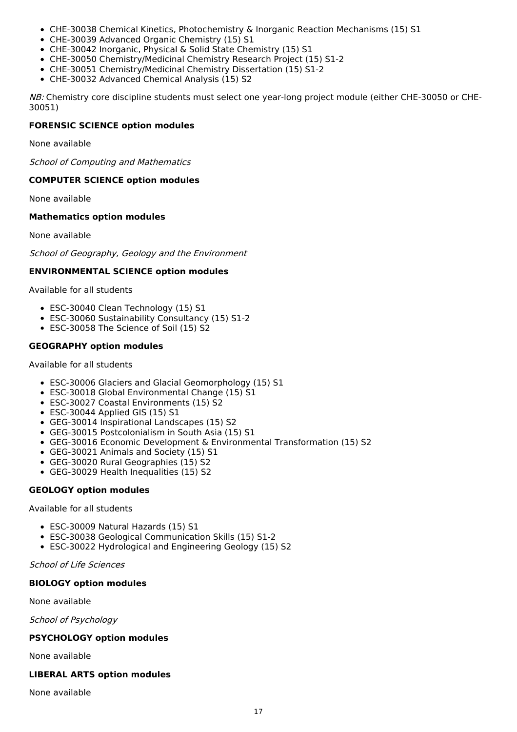- CHE-30038 Chemical Kinetics, Photochemistry & Inorganic Reaction Mechanisms (15) S1
- CHE-30039 Advanced Organic Chemistry (15) S1
- CHE-30042 Inorganic, Physical & Solid State Chemistry (15) S1
- CHE-30050 Chemistry/Medicinal Chemistry Research Project (15) S1-2
- CHE-30051 Chemistry/Medicinal Chemistry Dissertation (15) S1-2
- CHE-30032 Advanced Chemical Analysis (15) S2

*NB:* Chemistry core discipline students must select one year-long project module (either CHE-30050 or CHE-30051)

**FORENSIC SCIENCE option modules**

None available

*School of Computing and Mathematics*

**COMPUTER SCIENCE option modules**

None available

**Mathematics option modules**

None available

*School of Geography, Geology and the Environment*

**ENVIRONMENTAL SCIENCE option modules**

Available for all students

- ESC-30040 Clean Technology (15) S1
- ESC-30060 Sustainability Consultancy (15) S1-2
- ESC-30058 The Science of Soil (15) S2

**GEOGRAPHY option modules**

Available for all students

- ESC-30006 Glaciers and Glacial Geomorphology (15) S1
- ESC-30018 Global Environmental Change (15) S1
- ESC-30027 Coastal Environments (15) S2
- ESC-30044 Applied GIS (15) S1
- GEG-30014 Inspirational Landscapes (15) S2
- GEG-30015 Postcolonialism in South Asia (15) S1
- GEG-30016 Economic Development & Environmental Transformation (15) S2
- GEG-30021 Animals and Society (15) S1
- GEG-30020 Rural Geographies (15) S2
- GEG-30029 Health Inequalities (15) S2

**GEOLOGY option modules**

Available for all students

- ESC-30009 Natural Hazards (15) S1
- ESC-30038 Geological Communication Skills (15) S1-2
- ESC-30022 Hydrological and Engineering Geology (15) S2

*School of Life Sciences*

**BIOLOGY option modules**

None available

*School of Psychology*

**PSYCHOLOGY option modules**

None available

**LIBERAL ARTS option modules**

None available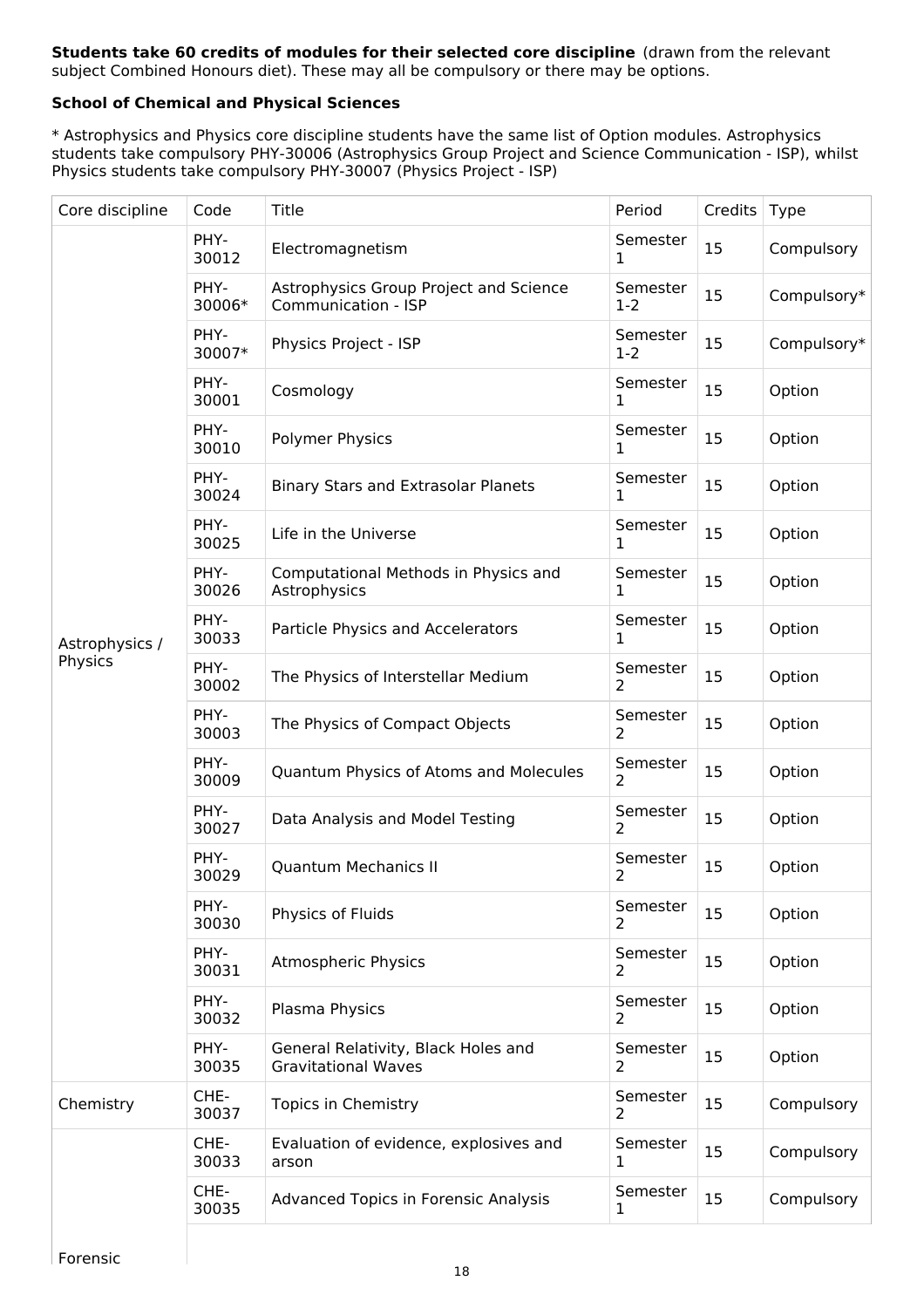**Students take 60 credits of modules for their selected core discipline** (drawn from the relevant subject Combined Honours diet). These may all be compulsory or there may be options.

**School of Chemical and Physical Sciences**

* Astrophysics and Physics core discipline students have the same list of Option modules. Astrophysics students take compulsory PHY-30006 (Astrophysics Group Project and Science Communication - ISP), whilst Physics students take compulsory PHY-30007 (Physics Project - ISP)

| Core discipline | Code | Title | Period | Credits | Type |
|---|---|---|---|---|---|
| Astrophysics / Physics | PHY-30012 | Electromagnetism | Semester 1 | 15 | Compulsory |
| | PHY-30006* | Astrophysics Group Project and Science Communication - ISP | Semester 1-2 | 15 | Compulsory* |
| | PHY-30007* | Physics Project - ISP | Semester 1-2 | 15 | Compulsory* |
| | PHY-30001 | Cosmology | Semester 1 | 15 | Option |
| | PHY-30010 | Polymer Physics | Semester 1 | 15 | Option |
| | PHY-30024 | Binary Stars and Extrasolar Planets | Semester 1 | 15 | Option |
| | PHY-30025 | Life in the Universe | Semester 1 | 15 | Option |
| | PHY-30026 | Computational Methods in Physics and Astrophysics | Semester 1 | 15 | Option |
| | PHY-30033 | Particle Physics and Accelerators | Semester 1 | 15 | Option |
| | PHY-30002 | The Physics of Interstellar Medium | Semester 2 | 15 | Option |
| | PHY-30003 | The Physics of Compact Objects | Semester 2 | 15 | Option |
| | PHY-30009 | Quantum Physics of Atoms and Molecules | Semester 2 | 15 | Option |
| | PHY-30027 | Data Analysis and Model Testing | Semester 2 | 15 | Option |
| | PHY-30029 | Quantum Mechanics II | Semester 2 | 15 | Option |
| | PHY-30030 | Physics of Fluids | Semester 2 | 15 | Option |
| | PHY-30031 | Atmospheric Physics | Semester 2 | 15 | Option |
| | PHY-30032 | Plasma Physics | Semester 2 | 15 | Option |
| | PHY-30035 | General Relativity, Black Holes and Gravitational Waves | Semester 2 | 15 | Option |
| Chemistry | CHE-30037 | Topics in Chemistry | Semester 2 | 15 | Compulsory |
| Forensic | CHE-30033 | Evaluation of evidence, explosives and arson | Semester 1 | 15 | Compulsory |
| | CHE-30035 | Advanced Topics in Forensic Analysis | Semester 1 | 15 | Compulsory |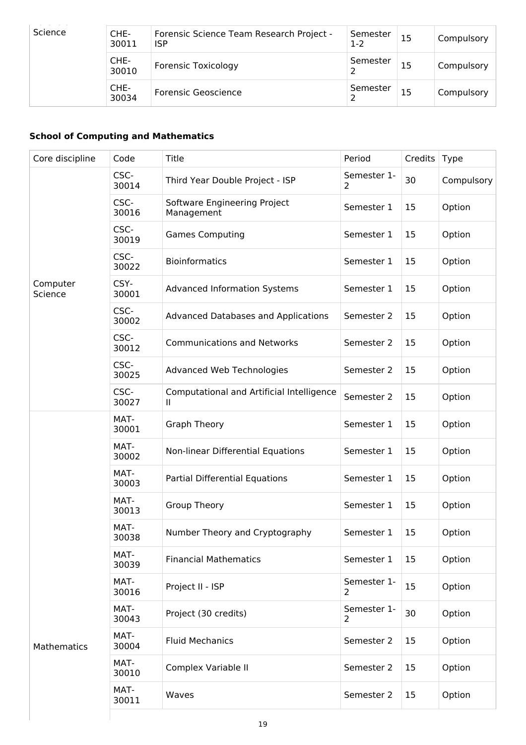| | Code | Title | Period | Credits | Type |
|---|---|---|---|---|---|
| Science | CHE-30011 | Forensic Science Team Research Project - ISP | Semester 1-2 | 15 | Compulsory |
| | CHE-30010 | Forensic Toxicology | Semester 2 | 15 | Compulsory |
| | CHE-30034 | Forensic Geoscience | Semester 2 | 15 | Compulsory |

**School of Computing and Mathematics**

| Core discipline | Code | Title | Period | Credits | Type |
|---|---|---|---|---|---|
| Computer Science | CSC-30014 | Third Year Double Project - ISP | Semester 1-2 | 30 | Compulsory |
| | CSC-30016 | Software Engineering Project Management | Semester 1 | 15 | Option |
| | CSC-30019 | Games Computing | Semester 1 | 15 | Option |
| | CSC-30022 | Bioinformatics | Semester 1 | 15 | Option |
| | CSY-30001 | Advanced Information Systems | Semester 1 | 15 | Option |
| | CSC-30002 | Advanced Databases and Applications | Semester 2 | 15 | Option |
| | CSC-30012 | Communications and Networks | Semester 2 | 15 | Option |
| | CSC-30025 | Advanced Web Technologies | Semester 2 | 15 | Option |
| | CSC-30027 | Computational and Artificial Intelligence II | Semester 2 | 15 | Option |
| Mathematics | MAT-30001 | Graph Theory | Semester 1 | 15 | Option |
| | MAT-30002 | Non-linear Differential Equations | Semester 1 | 15 | Option |
| | MAT-30003 | Partial Differential Equations | Semester 1 | 15 | Option |
| | MAT-30013 | Group Theory | Semester 1 | 15 | Option |
| | MAT-30038 | Number Theory and Cryptography | Semester 1 | 15 | Option |
| | MAT-30039 | Financial Mathematics | Semester 1 | 15 | Option |
| | MAT-30016 | Project II - ISP | Semester 1-2 | 15 | Option |
| | MAT-30043 | Project (30 credits) | Semester 1-2 | 30 | Option |
| | MAT-30004 | Fluid Mechanics | Semester 2 | 15 | Option |
| | MAT-30010 | Complex Variable II | Semester 2 | 15 | Option |
| | MAT-30011 | Waves | Semester 2 | 15 | Option |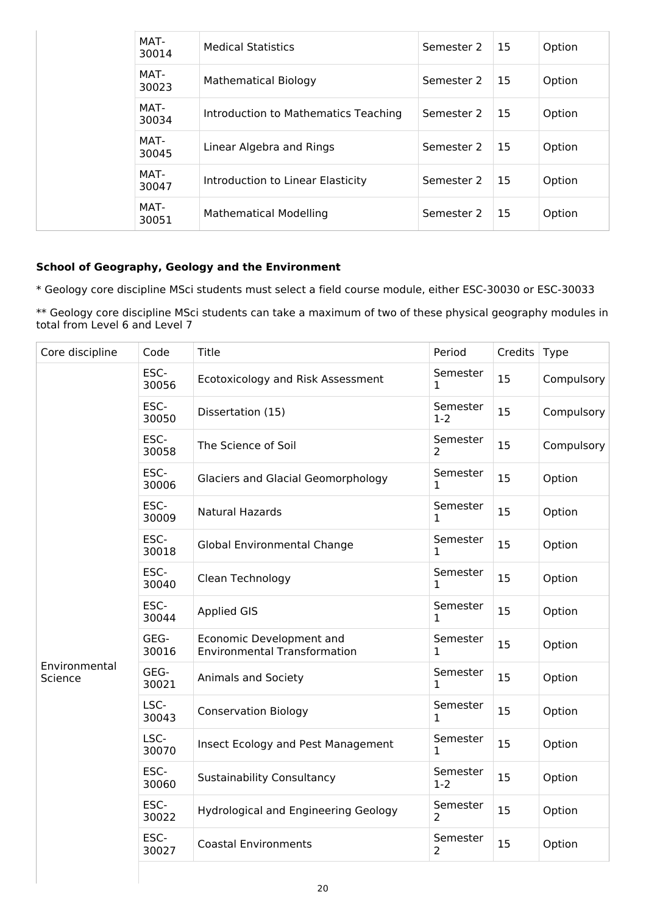| | Code | Title | Period | Credits | Type |
|---|---|---|---|---|---|
| | MAT-30014 | Medical Statistics | Semester 2 | 15 | Option |
| | MAT-30023 | Mathematical Biology | Semester 2 | 15 | Option |
| | MAT-30034 | Introduction to Mathematics Teaching | Semester 2 | 15 | Option |
| | MAT-30045 | Linear Algebra and Rings | Semester 2 | 15 | Option |
| | MAT-30047 | Introduction to Linear Elasticity | Semester 2 | 15 | Option |
| | MAT-30051 | Mathematical Modelling | Semester 2 | 15 | Option |

**School of Geography, Geology and the Environment**

* Geology core discipline MSci students must select a field course module, either ESC-30030 or ESC-30033

** Geology core discipline MSci students can take a maximum of two of these physical geography modules in total from Level 6 and Level 7

| Core discipline | Code | Title | Period | Credits | Type |
|---|---|---|---|---|---|
| Environmental Science | ESC-30056 | Ecotoxicology and Risk Assessment | Semester 1 | 15 | Compulsory |
| | ESC-30050 | Dissertation (15) | Semester 1-2 | 15 | Compulsory |
| | ESC-30058 | The Science of Soil | Semester 2 | 15 | Compulsory |
| | ESC-30006 | Glaciers and Glacial Geomorphology | Semester 1 | 15 | Option |
| | ESC-30009 | Natural Hazards | Semester 1 | 15 | Option |
| | ESC-30018 | Global Environmental Change | Semester 1 | 15 | Option |
| | ESC-30040 | Clean Technology | Semester 1 | 15 | Option |
| | ESC-30044 | Applied GIS | Semester 1 | 15 | Option |
| | GEG-30016 | Economic Development and Environmental Transformation | Semester 1 | 15 | Option |
| | GEG-30021 | Animals and Society | Semester 1 | 15 | Option |
| | LSC-30043 | Conservation Biology | Semester 1 | 15 | Option |
| | LSC-30070 | Insect Ecology and Pest Management | Semester 1 | 15 | Option |
| | ESC-30060 | Sustainability Consultancy | Semester 1-2 | 15 | Option |
| | ESC-30022 | Hydrological and Engineering Geology | Semester 2 | 15 | Option |
| | ESC-30027 | Coastal Environments | Semester 2 | 15 | Option |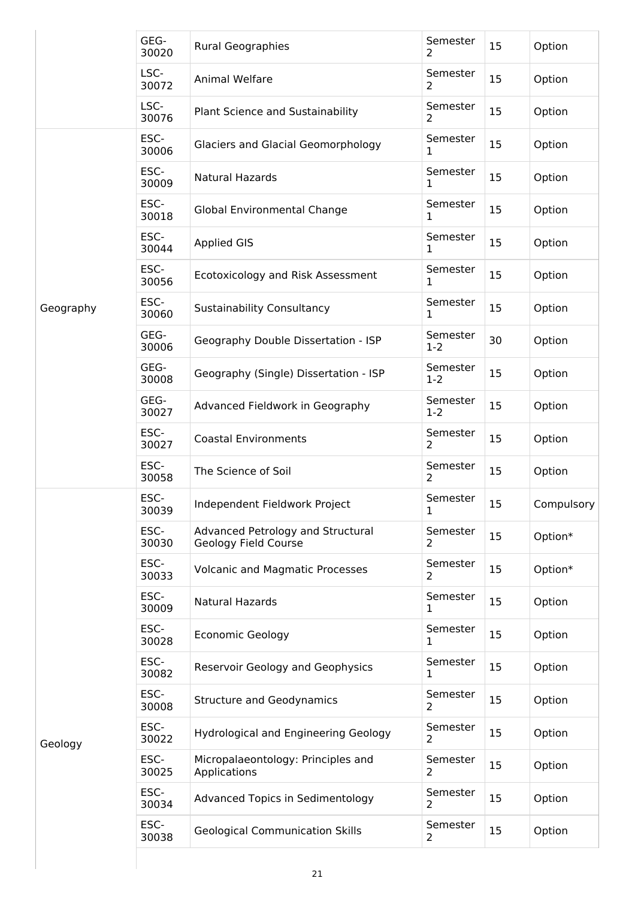| | | | | | |
|---|---|---|---|---|---|
| | GEG-30020 | Rural Geographies | Semester 2 | 15 | Option |
| | LSC-30072 | Animal Welfare | Semester 2 | 15 | Option |
| | LSC-30076 | Plant Science and Sustainability | Semester 2 | 15 | Option |
| Geography | ESC-30006 | Glaciers and Glacial Geomorphology | Semester 1 | 15 | Option |
| | ESC-30009 | Natural Hazards | Semester 1 | 15 | Option |
| | ESC-30018 | Global Environmental Change | Semester 1 | 15 | Option |
| | ESC-30044 | Applied GIS | Semester 1 | 15 | Option |
| | ESC-30056 | Ecotoxicology and Risk Assessment | Semester 1 | 15 | Option |
| | ESC-30060 | Sustainability Consultancy | Semester 1 | 15 | Option |
| | GEG-30006 | Geography Double Dissertation - ISP | Semester 1-2 | 30 | Option |
| | GEG-30008 | Geography (Single) Dissertation - ISP | Semester 1-2 | 15 | Option |
| | GEG-30027 | Advanced Fieldwork in Geography | Semester 1-2 | 15 | Option |
| | ESC-30027 | Coastal Environments | Semester 2 | 15 | Option |
| | ESC-30058 | The Science of Soil | Semester 2 | 15 | Option |
| Geology | ESC-30039 | Independent Fieldwork Project | Semester 1 | 15 | Compulsory |
| | ESC-30030 | Advanced Petrology and Structural Geology Field Course | Semester 2 | 15 | Option* |
| | ESC-30033 | Volcanic and Magmatic Processes | Semester 2 | 15 | Option* |
| | ESC-30009 | Natural Hazards | Semester 1 | 15 | Option |
| | ESC-30028 | Economic Geology | Semester 1 | 15 | Option |
| | ESC-30082 | Reservoir Geology and Geophysics | Semester 1 | 15 | Option |
| | ESC-30008 | Structure and Geodynamics | Semester 2 | 15 | Option |
| | ESC-30022 | Hydrological and Engineering Geology | Semester 2 | 15 | Option |
| | ESC-30025 | Micropalaeontology: Principles and Applications | Semester 2 | 15 | Option |
| | ESC-30034 | Advanced Topics in Sedimentology | Semester 2 | 15 | Option |
| | ESC-30038 | Geological Communication Skills | Semester 2 | 15 | Option |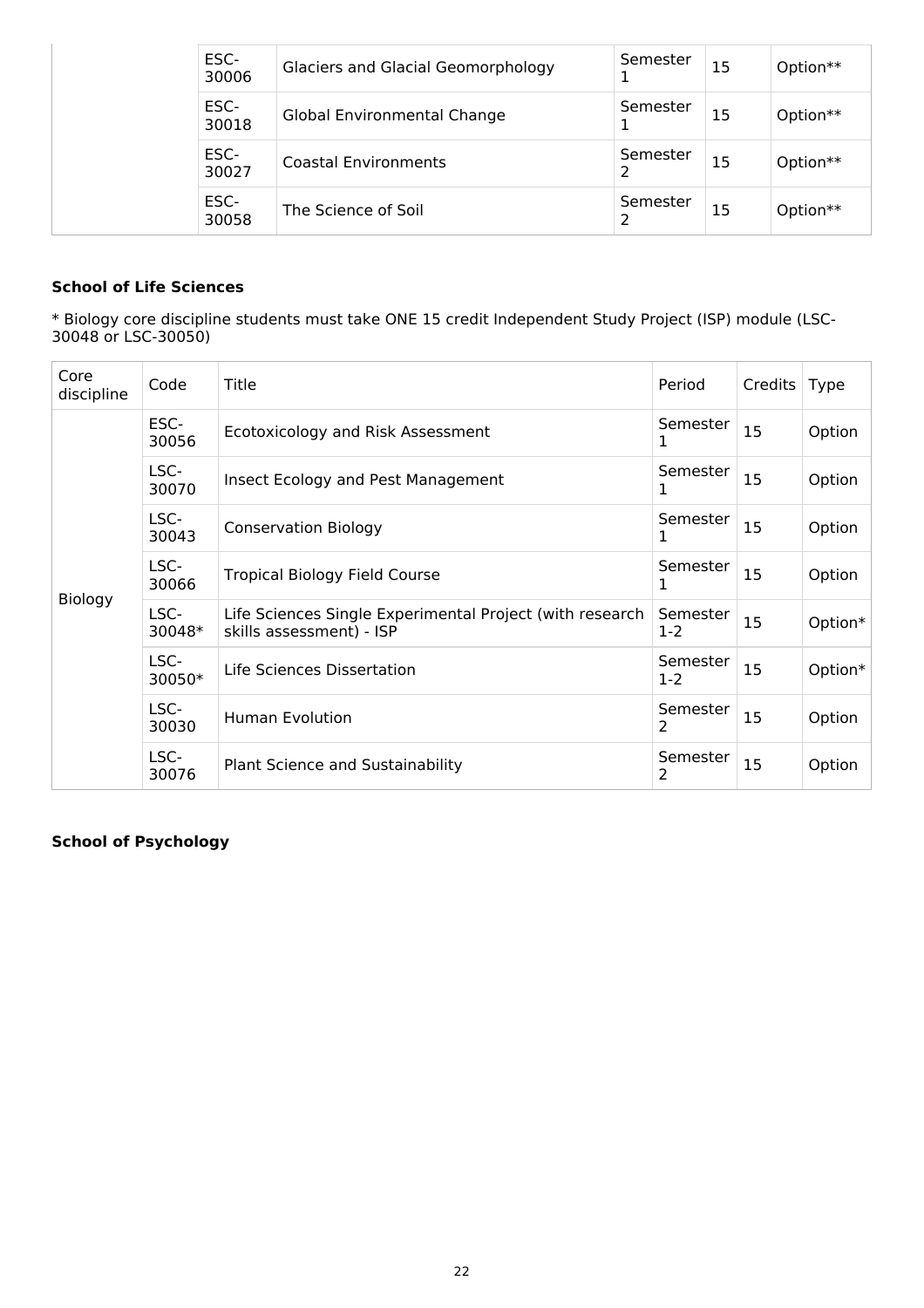|  | ESC-30006 | Glaciers and Glacial Geomorphology | Semester 1 | 15 | Option** |
|---|---|---|---|---|---|
|  | ESC-30018 | Global Environmental Change | Semester 1 | 15 | Option** |
|  | ESC-30027 | Coastal Environments | Semester 2 | 15 | Option** |
|  | ESC-30058 | The Science of Soil | Semester 2 | 15 | Option** |

**School of Life Sciences**

* Biology core discipline students must take ONE 15 credit Independent Study Project (ISP) module (LSC-30048 or LSC-30050)

| Core discipline | Code | Title | Period | Credits | Type |
|---|---|---|---|---|---|
| Biology | ESC-30056 | Ecotoxicology and Risk Assessment | Semester 1 | 15 | Option |
|  | LSC-30070 | Insect Ecology and Pest Management | Semester 1 | 15 | Option |
|  | LSC-30043 | Conservation Biology | Semester 1 | 15 | Option |
|  | LSC-30066 | Tropical Biology Field Course | Semester 1 | 15 | Option |
|  | LSC-30048* | Life Sciences Single Experimental Project (with research skills assessment) - ISP | Semester 1-2 | 15 | Option* |
|  | LSC-30050* | Life Sciences Dissertation | Semester 1-2 | 15 | Option* |
|  | LSC-30030 | Human Evolution | Semester 2 | 15 | Option |
|  | LSC-30076 | Plant Science and Sustainability | Semester 2 | 15 | Option |

**School of Psychology**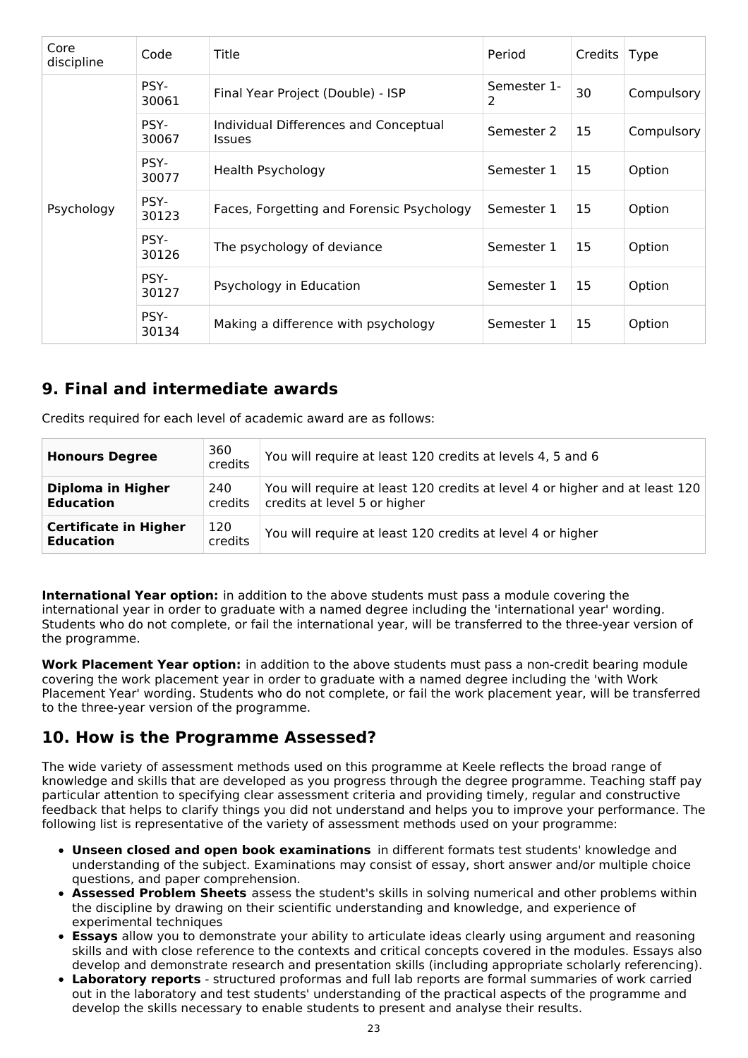| Core discipline | Code | Title | Period | Credits | Type |
| --- | --- | --- | --- | --- | --- |
| Psychology | PSY-30061 | Final Year Project (Double) - ISP | Semester 1-2 | 30 | Compulsory |
| | PSY-30067 | Individual Differences and Conceptual Issues | Semester 2 | 15 | Compulsory |
| | PSY-30077 | Health Psychology | Semester 1 | 15 | Option |
| | PSY-30123 | Faces, Forgetting and Forensic Psychology | Semester 1 | 15 | Option |
| | PSY-30126 | The psychology of deviance | Semester 1 | 15 | Option |
| | PSY-30127 | Psychology in Education | Semester 1 | 15 | Option |
| | PSY-30134 | Making a difference with psychology | Semester 1 | 15 | Option |

## 9. Final and intermediate awards

Credits required for each level of academic award are as follows:

| | | |
| --- | --- | --- |
| **Honours Degree** | 360 credits | You will require at least 120 credits at levels 4, 5 and 6 |
| **Diploma in Higher Education** | 240 credits | You will require at least 120 credits at level 4 or higher and at least 120 credits at level 5 or higher |
| **Certificate in Higher Education** | 120 credits | You will require at least 120 credits at level 4 or higher |

**International Year option:** in addition to the above students must pass a module covering the international year in order to graduate with a named degree including the 'international year' wording. Students who do not complete, or fail the international year, will be transferred to the three-year version of the programme.

**Work Placement Year option:** in addition to the above students must pass a non-credit bearing module covering the work placement year in order to graduate with a named degree including the 'with Work Placement Year' wording. Students who do not complete, or fail the work placement year, will be transferred to the three-year version of the programme.

## 10. How is the Programme Assessed?

The wide variety of assessment methods used on this programme at Keele reflects the broad range of knowledge and skills that are developed as you progress through the degree programme. Teaching staff pay particular attention to specifying clear assessment criteria and providing timely, regular and constructive feedback that helps to clarify things you did not understand and helps you to improve your performance. The following list is representative of the variety of assessment methods used on your programme:

- **Unseen closed and open book examinations** in different formats test students' knowledge and understanding of the subject. Examinations may consist of essay, short answer and/or multiple choice questions, and paper comprehension.
- **Assessed Problem Sheets** assess the student's skills in solving numerical and other problems within the discipline by drawing on their scientific understanding and knowledge, and experience of experimental techniques
- **Essays** allow you to demonstrate your ability to articulate ideas clearly using argument and reasoning skills and with close reference to the contexts and critical concepts covered in the modules. Essays also develop and demonstrate research and presentation skills (including appropriate scholarly referencing).
- **Laboratory reports** - structured proformas and full lab reports are formal summaries of work carried out in the laboratory and test students' understanding of the practical aspects of the programme and develop the skills necessary to enable students to present and analyse their results.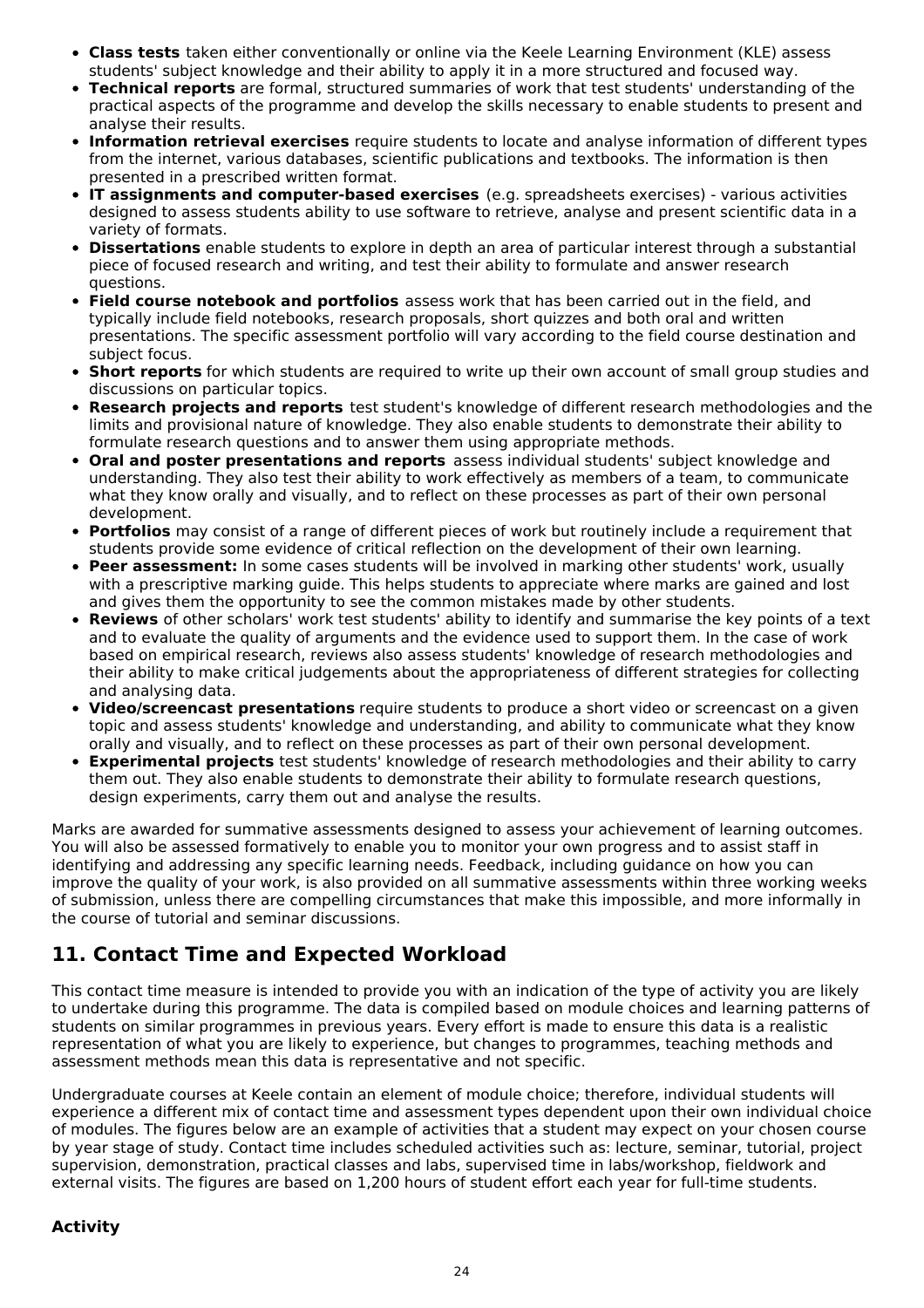- **Class tests** taken either conventionally or online via the Keele Learning Environment (KLE) assess students' subject knowledge and their ability to apply it in a more structured and focused way.
- **Technical reports** are formal, structured summaries of work that test students' understanding of the practical aspects of the programme and develop the skills necessary to enable students to present and analyse their results.
- **Information retrieval exercises** require students to locate and analyse information of different types from the internet, various databases, scientific publications and textbooks. The information is then presented in a prescribed written format.
- **IT assignments and computer-based exercises** (e.g. spreadsheets exercises) - various activities designed to assess students ability to use software to retrieve, analyse and present scientific data in a variety of formats.
- **Dissertations** enable students to explore in depth an area of particular interest through a substantial piece of focused research and writing, and test their ability to formulate and answer research questions.
- **Field course notebook and portfolios** assess work that has been carried out in the field, and typically include field notebooks, research proposals, short quizzes and both oral and written presentations. The specific assessment portfolio will vary according to the field course destination and subject focus.
- **Short reports** for which students are required to write up their own account of small group studies and discussions on particular topics.
- **Research projects and reports** test student's knowledge of different research methodologies and the limits and provisional nature of knowledge. They also enable students to demonstrate their ability to formulate research questions and to answer them using appropriate methods.
- **Oral and poster presentations and reports** assess individual students' subject knowledge and understanding. They also test their ability to work effectively as members of a team, to communicate what they know orally and visually, and to reflect on these processes as part of their own personal development.
- **Portfolios** may consist of a range of different pieces of work but routinely include a requirement that students provide some evidence of critical reflection on the development of their own learning.
- **Peer assessment:** In some cases students will be involved in marking other students' work, usually with a prescriptive marking guide. This helps students to appreciate where marks are gained and lost and gives them the opportunity to see the common mistakes made by other students.
- **Reviews** of other scholars' work test students' ability to identify and summarise the key points of a text and to evaluate the quality of arguments and the evidence used to support them. In the case of work based on empirical research, reviews also assess students' knowledge of research methodologies and their ability to make critical judgements about the appropriateness of different strategies for collecting and analysing data.
- **Video/screencast presentations** require students to produce a short video or screencast on a given topic and assess students' knowledge and understanding, and ability to communicate what they know orally and visually, and to reflect on these processes as part of their own personal development.
- **Experimental projects** test students' knowledge of research methodologies and their ability to carry them out. They also enable students to demonstrate their ability to formulate research questions, design experiments, carry them out and analyse the results.

Marks are awarded for summative assessments designed to assess your achievement of learning outcomes. You will also be assessed formatively to enable you to monitor your own progress and to assist staff in identifying and addressing any specific learning needs. Feedback, including guidance on how you can improve the quality of your work, is also provided on all summative assessments within three working weeks of submission, unless there are compelling circumstances that make this impossible, and more informally in the course of tutorial and seminar discussions.

## 11. Contact Time and Expected Workload

This contact time measure is intended to provide you with an indication of the type of activity you are likely to undertake during this programme. The data is compiled based on module choices and learning patterns of students on similar programmes in previous years. Every effort is made to ensure this data is a realistic representation of what you are likely to experience, but changes to programmes, teaching methods and assessment methods mean this data is representative and not specific.

Undergraduate courses at Keele contain an element of module choice; therefore, individual students will experience a different mix of contact time and assessment types dependent upon their own individual choice of modules. The figures below are an example of activities that a student may expect on your chosen course by year stage of study. Contact time includes scheduled activities such as: lecture, seminar, tutorial, project supervision, demonstration, practical classes and labs, supervised time in labs/workshop, fieldwork and external visits. The figures are based on 1,200 hours of student effort each year for full-time students.

**Activity**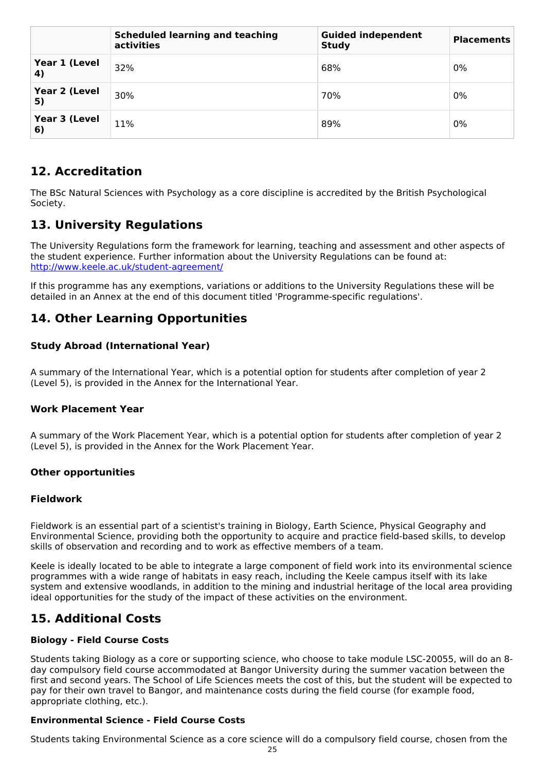| | Scheduled learning and teaching activities | Guided independent Study | Placements |
|---|---|---|---|
| **Year 1 (Level 4)** | 32% | 68% | 0% |
| **Year 2 (Level 5)** | 30% | 70% | 0% |
| **Year 3 (Level 6)** | 11% | 89% | 0% |

## 12. Accreditation

The BSc Natural Sciences with Psychology as a core discipline is accredited by the British Psychological Society.

## 13. University Regulations

The University Regulations form the framework for learning, teaching and assessment and other aspects of the student experience. Further information about the University Regulations can be found at: http://www.keele.ac.uk/student-agreement/

If this programme has any exemptions, variations or additions to the University Regulations these will be detailed in an Annex at the end of this document titled 'Programme-specific regulations'.

## 14. Other Learning Opportunities

### Study Abroad (International Year)

A summary of the International Year, which is a potential option for students after completion of year 2 (Level 5), is provided in the Annex for the International Year.

### Work Placement Year

A summary of the Work Placement Year, which is a potential option for students after completion of year 2 (Level 5), is provided in the Annex for the Work Placement Year.

### Other opportunities

### Fieldwork

Fieldwork is an essential part of a scientist's training in Biology, Earth Science, Physical Geography and Environmental Science, providing both the opportunity to acquire and practice field-based skills, to develop skills of observation and recording and to work as effective members of a team.

Keele is ideally located to be able to integrate a large component of field work into its environmental science programmes with a wide range of habitats in easy reach, including the Keele campus itself with its lake system and extensive woodlands, in addition to the mining and industrial heritage of the local area providing ideal opportunities for the study of the impact of these activities on the environment.

## 15. Additional Costs

### Biology - Field Course Costs

Students taking Biology as a core or supporting science, who choose to take module LSC-20055, will do an 8-day compulsory field course accommodated at Bangor University during the summer vacation between the first and second years. The School of Life Sciences meets the cost of this, but the student will be expected to pay for their own travel to Bangor, and maintenance costs during the field course (for example food, appropriate clothing, etc.).

### Environmental Science - Field Course Costs

Students taking Environmental Science as a core science will do a compulsory field course, chosen from the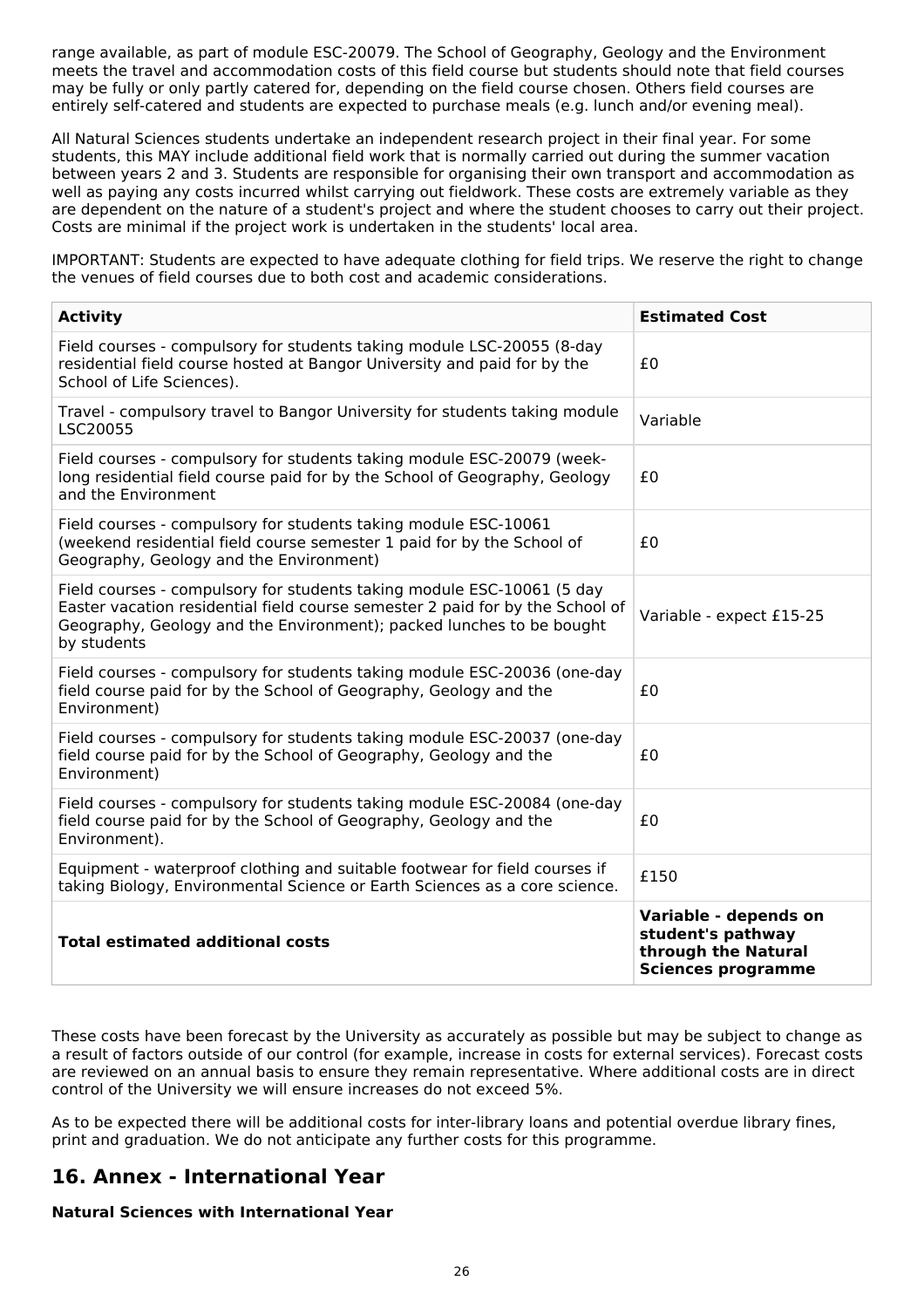range available, as part of module ESC-20079. The School of Geography, Geology and the Environment meets the travel and accommodation costs of this field course but students should note that field courses may be fully or only partly catered for, depending on the field course chosen. Others field courses are entirely self-catered and students are expected to purchase meals (e.g. lunch and/or evening meal).

All Natural Sciences students undertake an independent research project in their final year. For some students, this MAY include additional field work that is normally carried out during the summer vacation between years 2 and 3. Students are responsible for organising their own transport and accommodation as well as paying any costs incurred whilst carrying out fieldwork. These costs are extremely variable as they are dependent on the nature of a student's project and where the student chooses to carry out their project. Costs are minimal if the project work is undertaken in the students' local area.

IMPORTANT: Students are expected to have adequate clothing for field trips. We reserve the right to change the venues of field courses due to both cost and academic considerations.

| **Activity** | **Estimated Cost** |
|---|---|
| Field courses - compulsory for students taking module LSC-20055 (8-day residential field course hosted at Bangor University and paid for by the School of Life Sciences). | £0 |
| Travel - compulsory travel to Bangor University for students taking module LSC20055 | Variable |
| Field courses - compulsory for students taking module ESC-20079 (week-long residential field course paid for by the School of Geography, Geology and the Environment | £0 |
| Field courses - compulsory for students taking module ESC-10061 (weekend residential field course semester 1 paid for by the School of Geography, Geology and the Environment) | £0 |
| Field courses - compulsory for students taking module ESC-10061 (5 day Easter vacation residential field course semester 2 paid for by the School of Geography, Geology and the Environment); packed lunches to be bought by students | Variable - expect £15-25 |
| Field courses - compulsory for students taking module ESC-20036 (one-day field course paid for by the School of Geography, Geology and the Environment) | £0 |
| Field courses - compulsory for students taking module ESC-20037 (one-day field course paid for by the School of Geography, Geology and the Environment) | £0 |
| Field courses - compulsory for students taking module ESC-20084 (one-day field course paid for by the School of Geography, Geology and the Environment). | £0 |
| Equipment - waterproof clothing and suitable footwear for field courses if taking Biology, Environmental Science or Earth Sciences as a core science. | £150 |
| **Total estimated additional costs** | **Variable - depends on student's pathway through the Natural Sciences programme** |

These costs have been forecast by the University as accurately as possible but may be subject to change as a result of factors outside of our control (for example, increase in costs for external services). Forecast costs are reviewed on an annual basis to ensure they remain representative. Where additional costs are in direct control of the University we will ensure increases do not exceed 5%.

As to be expected there will be additional costs for inter-library loans and potential overdue library fines, print and graduation. We do not anticipate any further costs for this programme.

## 16. Annex - International Year

**Natural Sciences with International Year**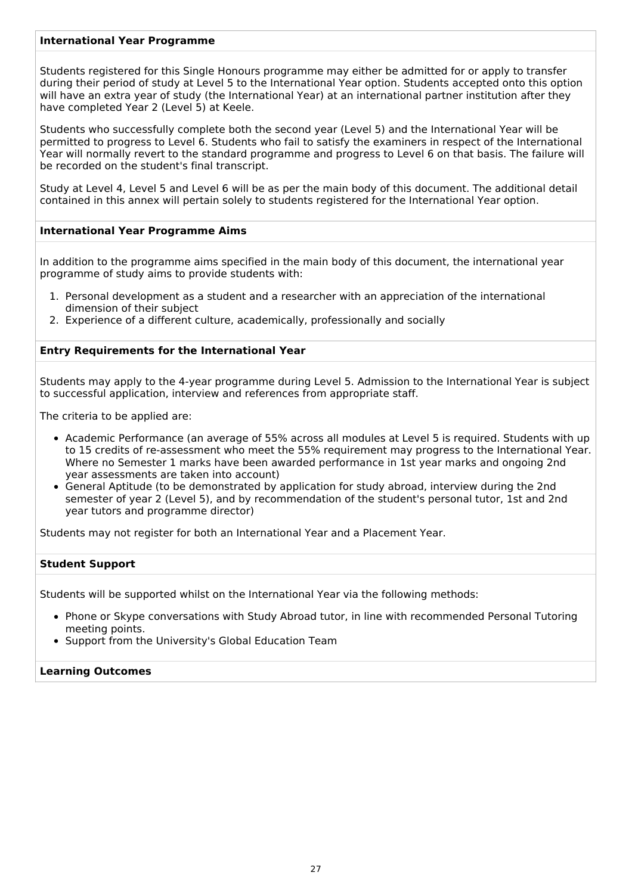**International Year Programme**

Students registered for this Single Honours programme may either be admitted for or apply to transfer during their period of study at Level 5 to the International Year option. Students accepted onto this option will have an extra year of study (the International Year) at an international partner institution after they have completed Year 2 (Level 5) at Keele.

Students who successfully complete both the second year (Level 5) and the International Year will be permitted to progress to Level 6. Students who fail to satisfy the examiners in respect of the International Year will normally revert to the standard programme and progress to Level 6 on that basis. The failure will be recorded on the student's final transcript.

Study at Level 4, Level 5 and Level 6 will be as per the main body of this document. The additional detail contained in this annex will pertain solely to students registered for the International Year option.

**International Year Programme Aims**

In addition to the programme aims specified in the main body of this document, the international year programme of study aims to provide students with:

1. Personal development as a student and a researcher with an appreciation of the international dimension of their subject
2. Experience of a different culture, academically, professionally and socially

**Entry Requirements for the International Year**

Students may apply to the 4-year programme during Level 5. Admission to the International Year is subject to successful application, interview and references from appropriate staff.

The criteria to be applied are:

- Academic Performance (an average of 55% across all modules at Level 5 is required. Students with up to 15 credits of re-assessment who meet the 55% requirement may progress to the International Year. Where no Semester 1 marks have been awarded performance in 1st year marks and ongoing 2nd year assessments are taken into account)
- General Aptitude (to be demonstrated by application for study abroad, interview during the 2nd semester of year 2 (Level 5), and by recommendation of the student's personal tutor, 1st and 2nd year tutors and programme director)

Students may not register for both an International Year and a Placement Year.

**Student Support**

Students will be supported whilst on the International Year via the following methods:

- Phone or Skype conversations with Study Abroad tutor, in line with recommended Personal Tutoring meeting points.
- Support from the University's Global Education Team

**Learning Outcomes**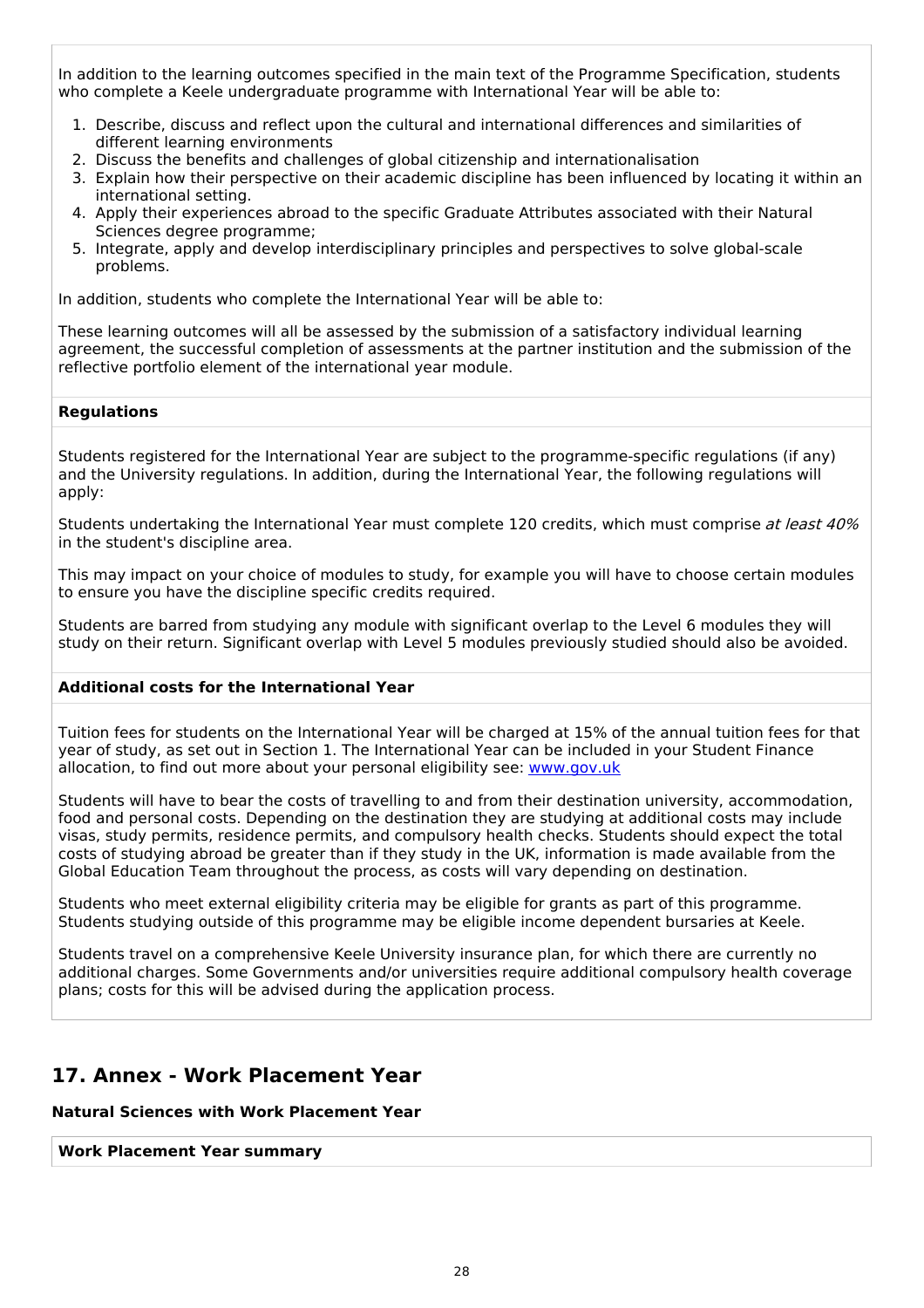In addition to the learning outcomes specified in the main text of the Programme Specification, students who complete a Keele undergraduate programme with International Year will be able to:

1. Describe, discuss and reflect upon the cultural and international differences and similarities of different learning environments
2. Discuss the benefits and challenges of global citizenship and internationalisation
3. Explain how their perspective on their academic discipline has been influenced by locating it within an international setting.
4. Apply their experiences abroad to the specific Graduate Attributes associated with their Natural Sciences degree programme;
5. Integrate, apply and develop interdisciplinary principles and perspectives to solve global-scale problems.

In addition, students who complete the International Year will be able to:

These learning outcomes will all be assessed by the submission of a satisfactory individual learning agreement, the successful completion of assessments at the partner institution and the submission of the reflective portfolio element of the international year module.

**Regulations**

Students registered for the International Year are subject to the programme-specific regulations (if any) and the University regulations. In addition, during the International Year, the following regulations will apply:

Students undertaking the International Year must complete 120 credits, which must comprise *at least 40%* in the student's discipline area.

This may impact on your choice of modules to study, for example you will have to choose certain modules to ensure you have the discipline specific credits required.

Students are barred from studying any module with significant overlap to the Level 6 modules they will study on their return. Significant overlap with Level 5 modules previously studied should also be avoided.

**Additional costs for the International Year**

Tuition fees for students on the International Year will be charged at 15% of the annual tuition fees for that year of study, as set out in Section 1. The International Year can be included in your Student Finance allocation, to find out more about your personal eligibility see: [www.gov.uk](www.gov.uk)

Students will have to bear the costs of travelling to and from their destination university, accommodation, food and personal costs. Depending on the destination they are studying at additional costs may include visas, study permits, residence permits, and compulsory health checks. Students should expect the total costs of studying abroad be greater than if they study in the UK, information is made available from the Global Education Team throughout the process, as costs will vary depending on destination.

Students who meet external eligibility criteria may be eligible for grants as part of this programme. Students studying outside of this programme may be eligible income dependent bursaries at Keele.

Students travel on a comprehensive Keele University insurance plan, for which there are currently no additional charges. Some Governments and/or universities require additional compulsory health coverage plans; costs for this will be advised during the application process.

## 17. Annex - Work Placement Year

**Natural Sciences with Work Placement Year**

**Work Placement Year summary**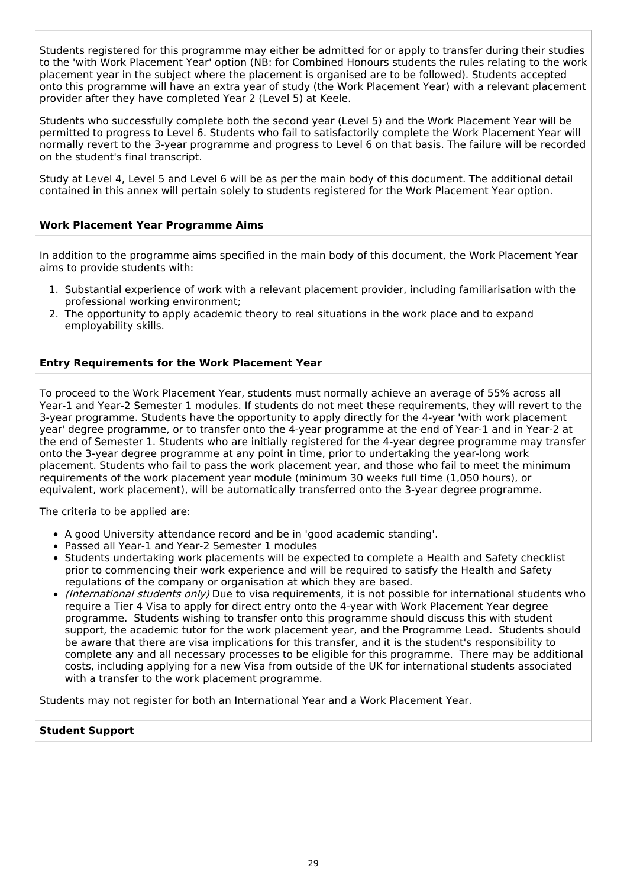Students registered for this programme may either be admitted for or apply to transfer during their studies to the 'with Work Placement Year' option (NB: for Combined Honours students the rules relating to the work placement year in the subject where the placement is organised are to be followed). Students accepted onto this programme will have an extra year of study (the Work Placement Year) with a relevant placement provider after they have completed Year 2 (Level 5) at Keele.

Students who successfully complete both the second year (Level 5) and the Work Placement Year will be permitted to progress to Level 6. Students who fail to satisfactorily complete the Work Placement Year will normally revert to the 3-year programme and progress to Level 6 on that basis. The failure will be recorded on the student's final transcript.

Study at Level 4, Level 5 and Level 6 will be as per the main body of this document. The additional detail contained in this annex will pertain solely to students registered for the Work Placement Year option.

**Work Placement Year Programme Aims**

In addition to the programme aims specified in the main body of this document, the Work Placement Year aims to provide students with:

1. Substantial experience of work with a relevant placement provider, including familiarisation with the professional working environment;
2. The opportunity to apply academic theory to real situations in the work place and to expand employability skills.

**Entry Requirements for the Work Placement Year**

To proceed to the Work Placement Year, students must normally achieve an average of 55% across all Year-1 and Year-2 Semester 1 modules. If students do not meet these requirements, they will revert to the 3-year programme. Students have the opportunity to apply directly for the 4-year 'with work placement year' degree programme, or to transfer onto the 4-year programme at the end of Year-1 and in Year-2 at the end of Semester 1. Students who are initially registered for the 4-year degree programme may transfer onto the 3-year degree programme at any point in time, prior to undertaking the year-long work placement. Students who fail to pass the work placement year, and those who fail to meet the minimum requirements of the work placement year module (minimum 30 weeks full time (1,050 hours), or equivalent, work placement), will be automatically transferred onto the 3-year degree programme.

The criteria to be applied are:

- A good University attendance record and be in 'good academic standing'.
- Passed all Year-1 and Year-2 Semester 1 modules
- Students undertaking work placements will be expected to complete a Health and Safety checklist prior to commencing their work experience and will be required to satisfy the Health and Safety regulations of the company or organisation at which they are based.
- *(International students only)* Due to visa requirements, it is not possible for international students who require a Tier 4 Visa to apply for direct entry onto the 4-year with Work Placement Year degree programme. Students wishing to transfer onto this programme should discuss this with student support, the academic tutor for the work placement year, and the Programme Lead. Students should be aware that there are visa implications for this transfer, and it is the student's responsibility to complete any and all necessary processes to be eligible for this programme. There may be additional costs, including applying for a new Visa from outside of the UK for international students associated with a transfer to the work placement programme.

Students may not register for both an International Year and a Work Placement Year.

**Student Support**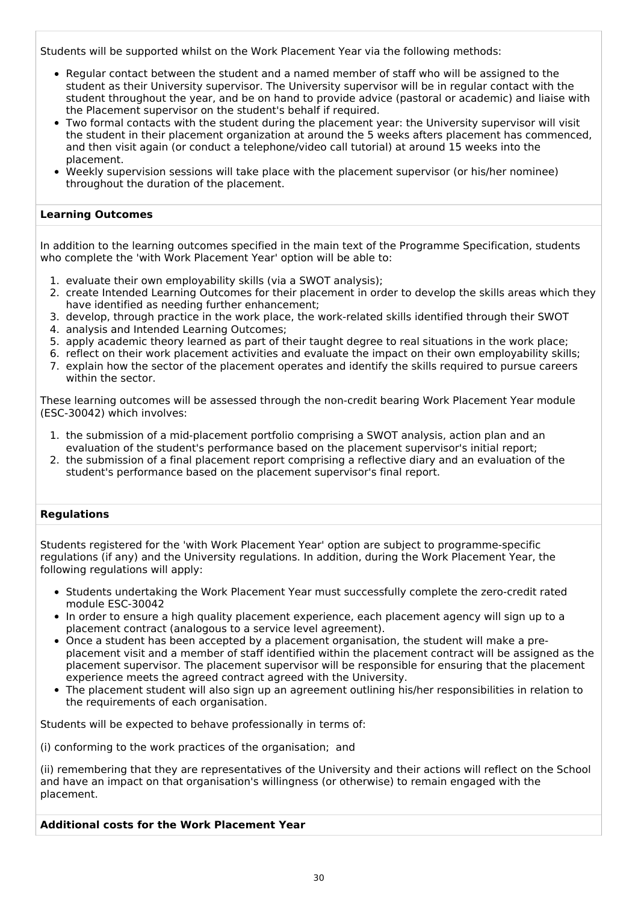Students will be supported whilst on the Work Placement Year via the following methods:

- Regular contact between the student and a named member of staff who will be assigned to the student as their University supervisor. The University supervisor will be in regular contact with the student throughout the year, and be on hand to provide advice (pastoral or academic) and liaise with the Placement supervisor on the student's behalf if required.
- Two formal contacts with the student during the placement year: the University supervisor will visit the student in their placement organization at around the 5 weeks afters placement has commenced, and then visit again (or conduct a telephone/video call tutorial) at around 15 weeks into the placement.
- Weekly supervision sessions will take place with the placement supervisor (or his/her nominee) throughout the duration of the placement.

**Learning Outcomes**

In addition to the learning outcomes specified in the main text of the Programme Specification, students who complete the 'with Work Placement Year' option will be able to:

1. evaluate their own employability skills (via a SWOT analysis);
2. create Intended Learning Outcomes for their placement in order to develop the skills areas which they have identified as needing further enhancement;
3. develop, through practice in the work place, the work-related skills identified through their SWOT
4. analysis and Intended Learning Outcomes;
5. apply academic theory learned as part of their taught degree to real situations in the work place;
6. reflect on their work placement activities and evaluate the impact on their own employability skills;
7. explain how the sector of the placement operates and identify the skills required to pursue careers within the sector.

These learning outcomes will be assessed through the non-credit bearing Work Placement Year module (ESC-30042) which involves:

1. the submission of a mid-placement portfolio comprising a SWOT analysis, action plan and an evaluation of the student's performance based on the placement supervisor's initial report;
2. the submission of a final placement report comprising a reflective diary and an evaluation of the student's performance based on the placement supervisor's final report.

**Regulations**

Students registered for the 'with Work Placement Year' option are subject to programme-specific regulations (if any) and the University regulations. In addition, during the Work Placement Year, the following regulations will apply:

- Students undertaking the Work Placement Year must successfully complete the zero-credit rated module ESC-30042
- In order to ensure a high quality placement experience, each placement agency will sign up to a placement contract (analogous to a service level agreement).
- Once a student has been accepted by a placement organisation, the student will make a pre-placement visit and a member of staff identified within the placement contract will be assigned as the placement supervisor. The placement supervisor will be responsible for ensuring that the placement experience meets the agreed contract agreed with the University.
- The placement student will also sign up an agreement outlining his/her responsibilities in relation to the requirements of each organisation.

Students will be expected to behave professionally in terms of:

(i) conforming to the work practices of the organisation; and

(ii) remembering that they are representatives of the University and their actions will reflect on the School and have an impact on that organisation's willingness (or otherwise) to remain engaged with the placement.

**Additional costs for the Work Placement Year**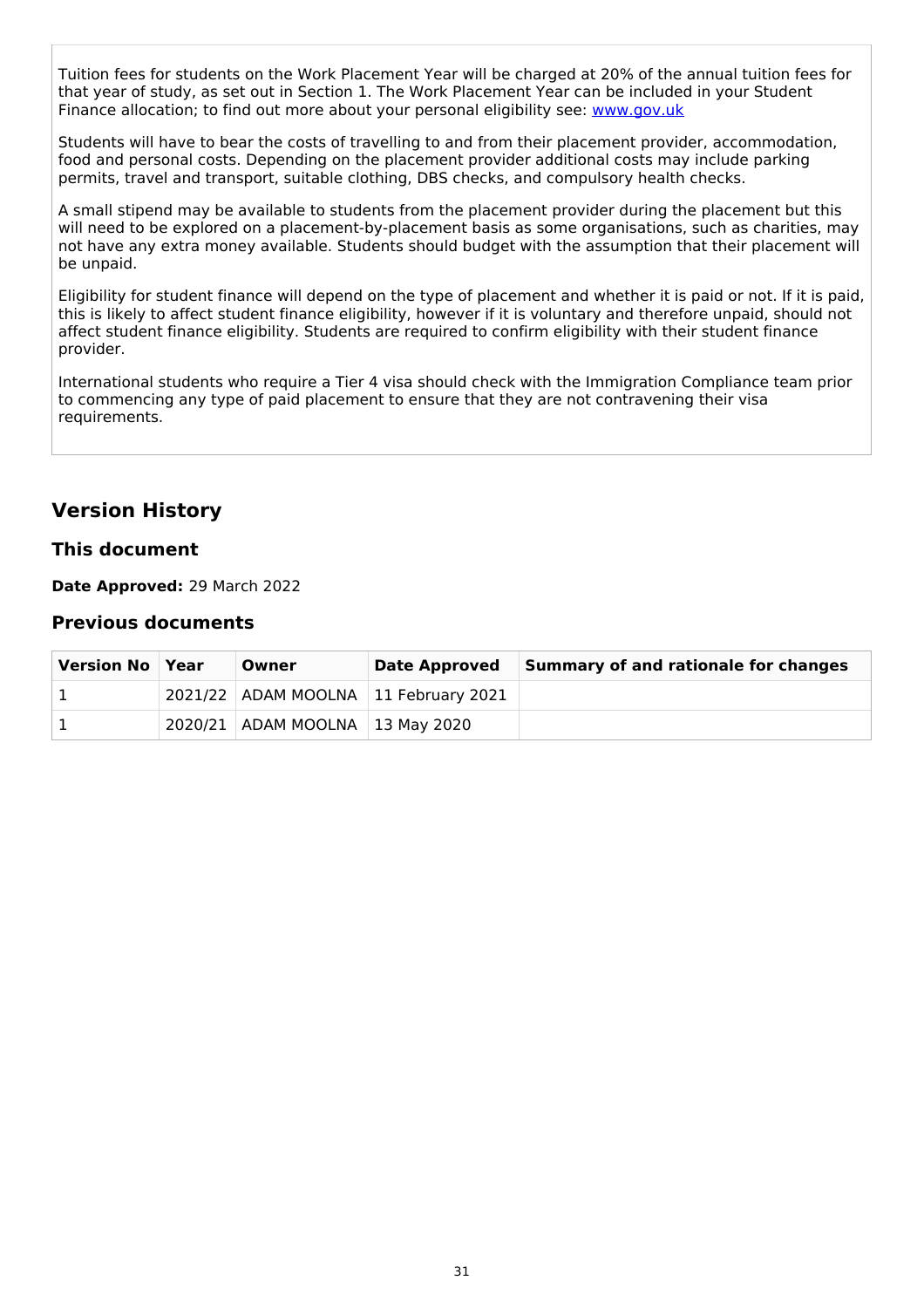Tuition fees for students on the Work Placement Year will be charged at 20% of the annual tuition fees for that year of study, as set out in Section 1. The Work Placement Year can be included in your Student Finance allocation; to find out more about your personal eligibility see: [www.gov.uk](www.gov.uk)

Students will have to bear the costs of travelling to and from their placement provider, accommodation, food and personal costs. Depending on the placement provider additional costs may include parking permits, travel and transport, suitable clothing, DBS checks, and compulsory health checks.

A small stipend may be available to students from the placement provider during the placement but this will need to be explored on a placement-by-placement basis as some organisations, such as charities, may not have any extra money available. Students should budget with the assumption that their placement will be unpaid.

Eligibility for student finance will depend on the type of placement and whether it is paid or not. If it is paid, this is likely to affect student finance eligibility, however if it is voluntary and therefore unpaid, should not affect student finance eligibility. Students are required to confirm eligibility with their student finance provider.

International students who require a Tier 4 visa should check with the Immigration Compliance team prior to commencing any type of paid placement to ensure that they are not contravening their visa requirements.

## Version History

### This document

**Date Approved:** 29 March 2022

### Previous documents

| Version No | Year | Owner | Date Approved | Summary of and rationale for changes |
|---|---|---|---|---|
| 1 | 2021/22 | ADAM MOOLNA | 11 February 2021 | |
| 1 | 2020/21 | ADAM MOOLNA | 13 May 2020 | |